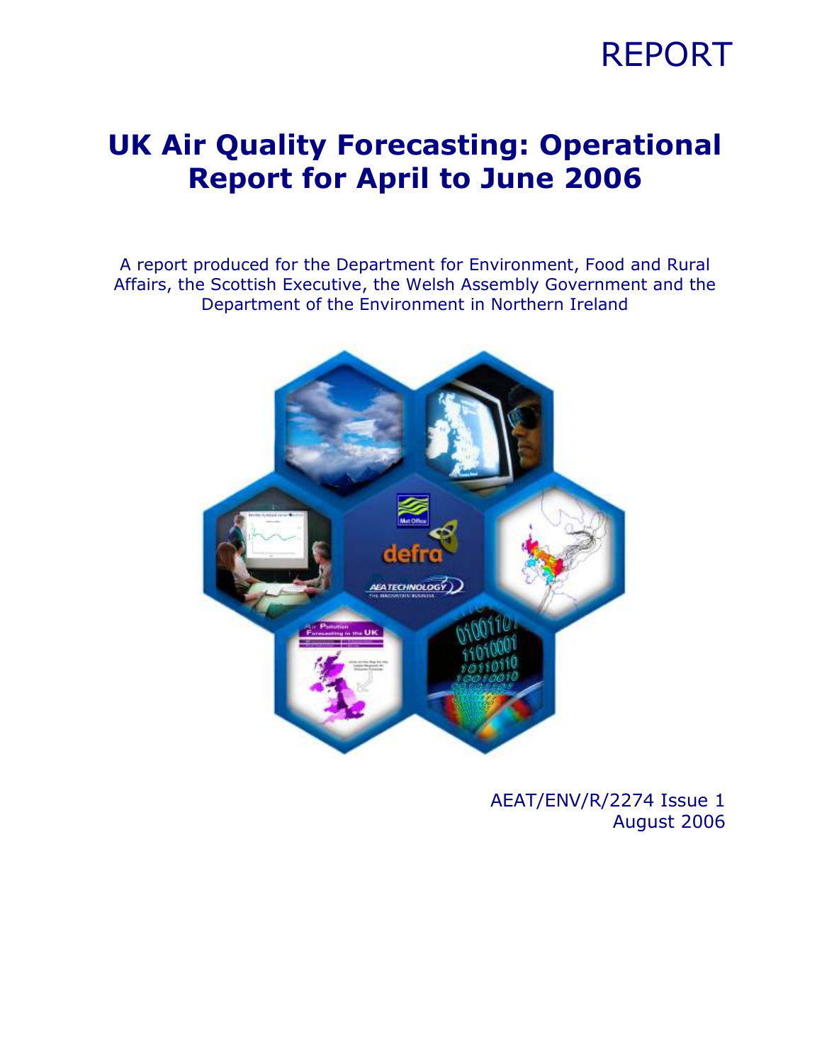REPORT

# UK Air Quality Forecasting: Operational Report for April to June 2006

A report produced for the Department for Environment, Food and Rural Affairs, the Scottish Executive, the Welsh Assembly Government and the Department of the Environment in Northern Ireland

AEAT/ENV/R/2274 Issue 1
August 2006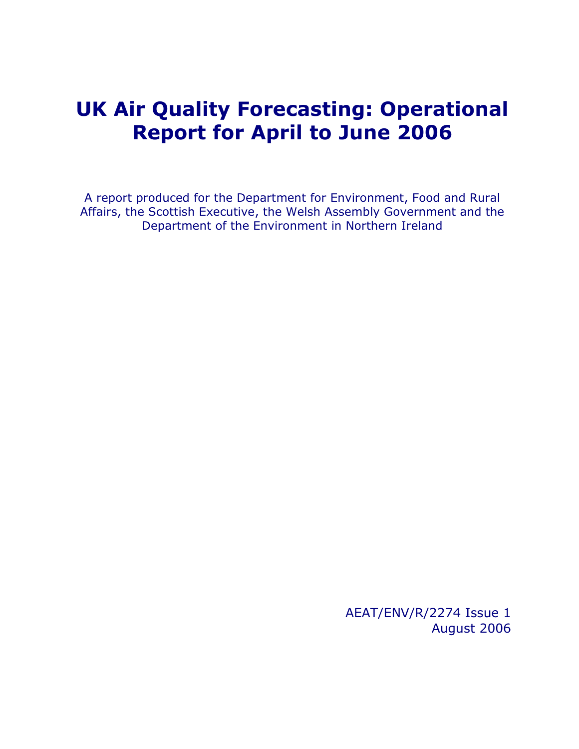# UK Air Quality Forecasting: Operational Report for April to June 2006

A report produced for the Department for Environment, Food and Rural Affairs, the Scottish Executive, the Welsh Assembly Government and the Department of the Environment in Northern Ireland

AEAT/ENV/R/2274 Issue 1
August 2006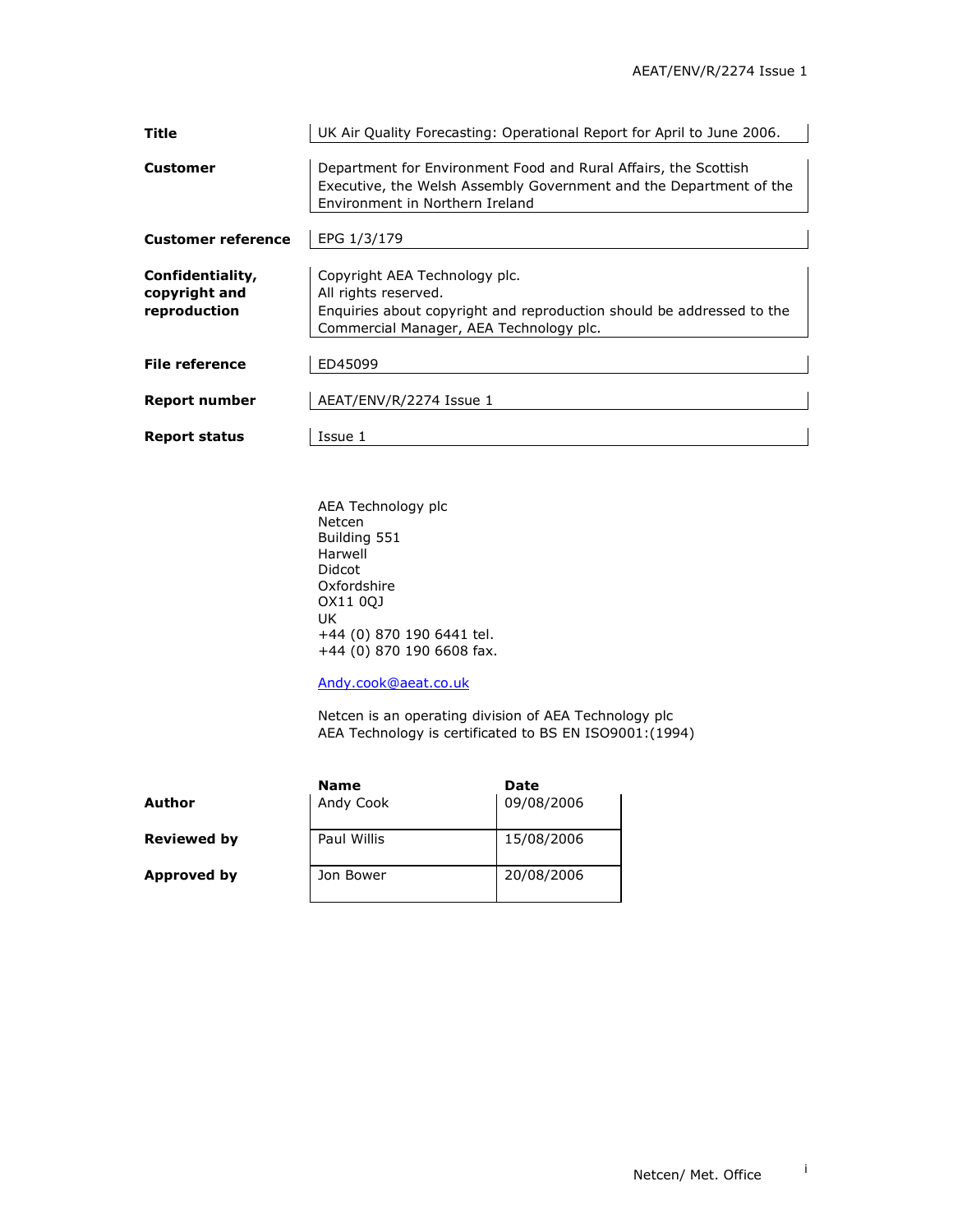| | |
|---|---|
| **Title** | UK Air Quality Forecasting: Operational Report for April to June 2006. |
| **Customer** | Department for Environment Food and Rural Affairs, the Scottish Executive, the Welsh Assembly Government and the Department of the Environment in Northern Ireland |
| **Customer reference** | EPG 1/3/179 |
| **Confidentiality, copyright and reproduction** | Copyright AEA Technology plc. All rights reserved. Enquiries about copyright and reproduction should be addressed to the Commercial Manager, AEA Technology plc. |
| **File reference** | ED45099 |
| **Report number** | AEAT/ENV/R/2274 Issue 1 |
| **Report status** | Issue 1 |

AEA Technology plc
Netcen
Building 551
Harwell
Didcot
Oxfordshire
OX11 0QJ
UK
+44 (0) 870 190 6441 tel.
+44 (0) 870 190 6608 fax.

Andy.cook@aeat.co.uk

Netcen is an operating division of AEA Technology plc
AEA Technology is certificated to BS EN ISO9001:(1994)

| | Name | Date |
|---|---|---|
| **Author** | Andy Cook | 09/08/2006 |
| **Reviewed by** | Paul Willis | 15/08/2006 |
| **Approved by** | Jon Bower | 20/08/2006 |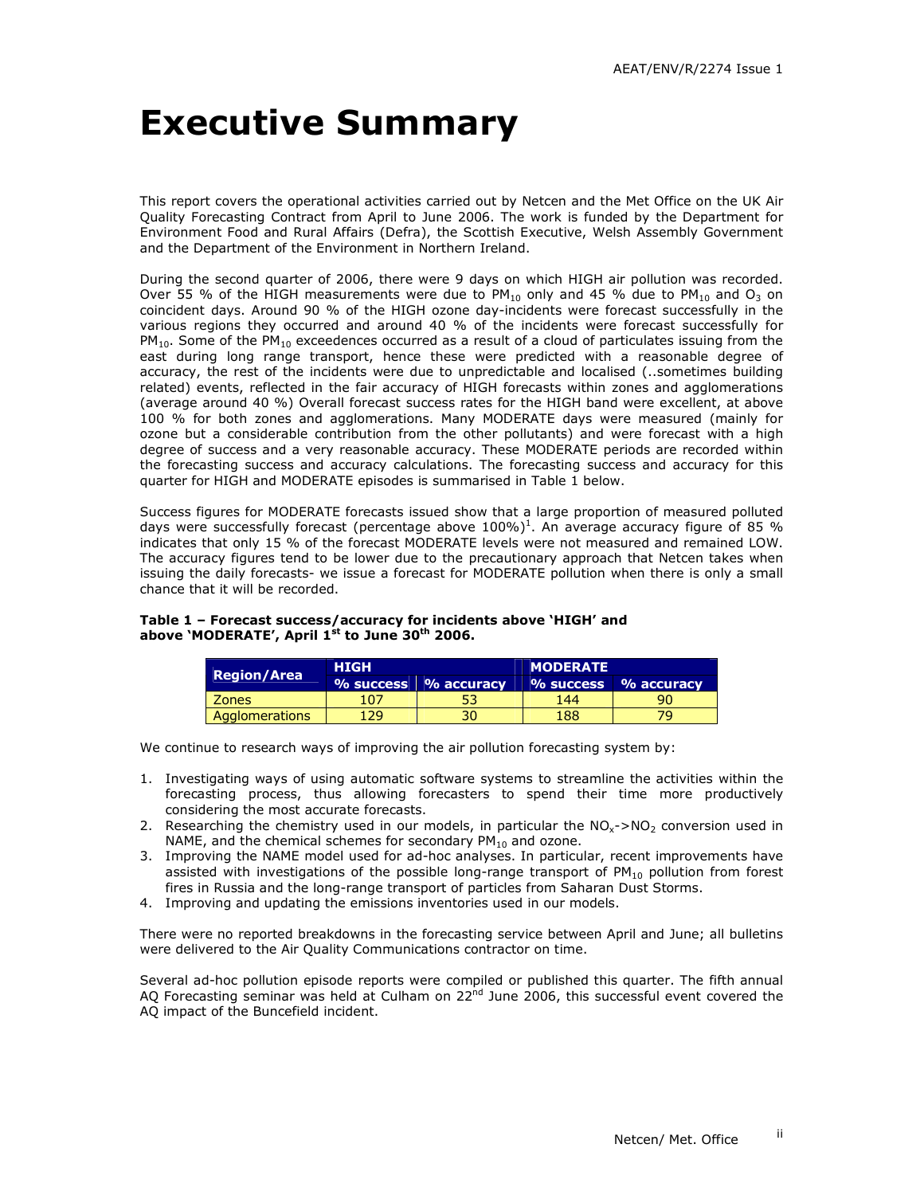# Executive Summary

This report covers the operational activities carried out by Netcen and the Met Office on the UK Air Quality Forecasting Contract from April to June 2006. The work is funded by the Department for Environment Food and Rural Affairs (Defra), the Scottish Executive, Welsh Assembly Government and the Department of the Environment in Northern Ireland.

During the second quarter of 2006, there were 9 days on which HIGH air pollution was recorded. Over 55 % of the HIGH measurements were due to $PM_{10}$ only and 45 % due to $PM_{10}$ and $O_3$ on coincident days. Around 90 % of the HIGH ozone day-incidents were forecast successfully in the various regions they occurred and around 40 % of the incidents were forecast successfully for $PM_{10}$. Some of the $PM_{10}$ exceedences occurred as a result of a cloud of particulates issuing from the east during long range transport, hence these were predicted with a reasonable degree of accuracy, the rest of the incidents were due to unpredictable and localised (..sometimes building related) events, reflected in the fair accuracy of HIGH forecasts within zones and agglomerations (average around 40 %) Overall forecast success rates for the HIGH band were excellent, at above 100 % for both zones and agglomerations. Many MODERATE days were measured (mainly for ozone but a considerable contribution from the other pollutants) and were forecast with a high degree of success and a very reasonable accuracy. These MODERATE periods are recorded within the forecasting success and accuracy calculations. The forecasting success and accuracy for this quarter for HIGH and MODERATE episodes is summarised in Table 1 below.

Success figures for MODERATE forecasts issued show that a large proportion of measured polluted days were successfully forecast (percentage above 100%)[1]. An average accuracy figure of 85 % indicates that only 15 % of the forecast MODERATE levels were not measured and remained LOW. The accuracy figures tend to be lower due to the precautionary approach that Netcen takes when issuing the daily forecasts- we issue a forecast for MODERATE pollution when there is only a small chance that it will be recorded.

**Table 1 – Forecast success/accuracy for incidents above 'HIGH' and above 'MODERATE', April 1st to June 30th 2006.**

| Region/Area | HIGH | | MODERATE | |
|---|---|---|---|---|
| | % success | % accuracy | % success | % accuracy |
| Zones | 107 | 53 | 144 | 90 |
| Agglomerations | 129 | 30 | 188 | 79 |

We continue to research ways of improving the air pollution forecasting system by:

1. Investigating ways of using automatic software systems to streamline the activities within the forecasting process, thus allowing forecasters to spend their time more productively considering the most accurate forecasts.
2. Researching the chemistry used in our models, in particular the $NO_x$->$NO_2$ conversion used in NAME, and the chemical schemes for secondary $PM_{10}$ and ozone.
3. Improving the NAME model used for ad-hoc analyses. In particular, recent improvements have assisted with investigations of the possible long-range transport of $PM_{10}$ pollution from forest fires in Russia and the long-range transport of particles from Saharan Dust Storms.
4. Improving and updating the emissions inventories used in our models.

There were no reported breakdowns in the forecasting service between April and June; all bulletins were delivered to the Air Quality Communications contractor on time.

Several ad-hoc pollution episode reports were compiled or published this quarter. The fifth annual AQ Forecasting seminar was held at Culham on 22nd June 2006, this successful event covered the AQ impact of the Buncefield incident.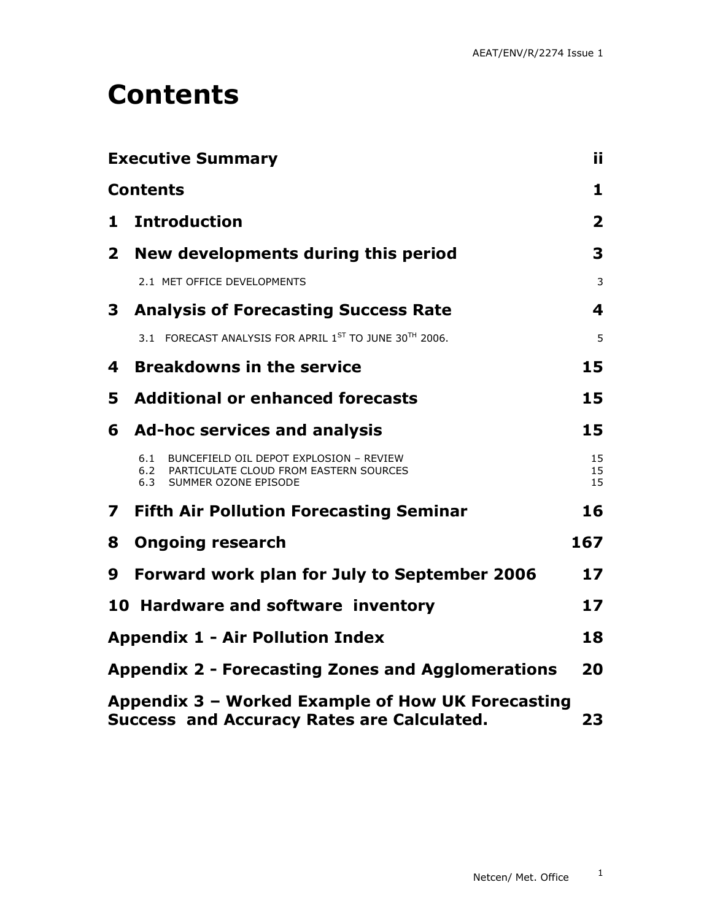# Contents

| | |
|---|---|
| **Executive Summary** | **ii** |
| **Contents** | **1** |
| **1 Introduction** | **2** |
| **2 New developments during this period** | **3** |
| 2.1 MET OFFICE DEVELOPMENTS | 3 |
| **3 Analysis of Forecasting Success Rate** | **4** |
| 3.1 FORECAST ANALYSIS FOR APRIL 1ST TO JUNE 30TH 2006. | 5 |
| **4 Breakdowns in the service** | **15** |
| **5 Additional or enhanced forecasts** | **15** |
| **6 Ad-hoc services and analysis** | **15** |
| 6.1 BUNCEFIELD OIL DEPOT EXPLOSION – REVIEW | 15 |
| 6.2 PARTICULATE CLOUD FROM EASTERN SOURCES | 15 |
| 6.3 SUMMER OZONE EPISODE | 15 |
| **7 Fifth Air Pollution Forecasting Seminar** | **16** |
| **8 Ongoing research** | **167** |
| **9 Forward work plan for July to September 2006** | **17** |
| **10 Hardware and software inventory** | **17** |
| **Appendix 1 - Air Pollution Index** | **18** |
| **Appendix 2 - Forecasting Zones and Agglomerations** | **20** |
| **Appendix 3 – Worked Example of How UK Forecasting Success and Accuracy Rates are Calculated.** | **23** |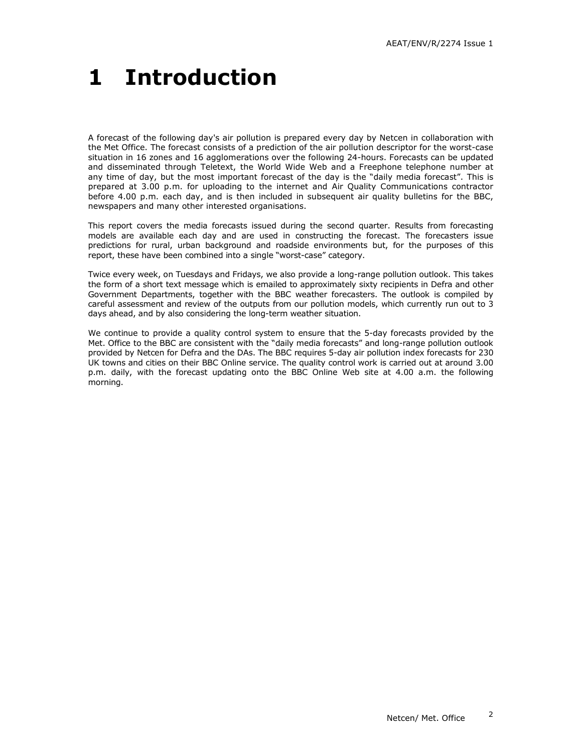# 1 Introduction

A forecast of the following day's air pollution is prepared every day by Netcen in collaboration with the Met Office. The forecast consists of a prediction of the air pollution descriptor for the worst-case situation in 16 zones and 16 agglomerations over the following 24-hours. Forecasts can be updated and disseminated through Teletext, the World Wide Web and a Freephone telephone number at any time of day, but the most important forecast of the day is the "daily media forecast". This is prepared at 3.00 p.m. for uploading to the internet and Air Quality Communications contractor before 4.00 p.m. each day, and is then included in subsequent air quality bulletins for the BBC, newspapers and many other interested organisations.

This report covers the media forecasts issued during the second quarter. Results from forecasting models are available each day and are used in constructing the forecast. The forecasters issue predictions for rural, urban background and roadside environments but, for the purposes of this report, these have been combined into a single "worst-case" category.

Twice every week, on Tuesdays and Fridays, we also provide a long-range pollution outlook. This takes the form of a short text message which is emailed to approximately sixty recipients in Defra and other Government Departments, together with the BBC weather forecasters. The outlook is compiled by careful assessment and review of the outputs from our pollution models, which currently run out to 3 days ahead, and by also considering the long-term weather situation.

We continue to provide a quality control system to ensure that the 5-day forecasts provided by the Met. Office to the BBC are consistent with the "daily media forecasts" and long-range pollution outlook provided by Netcen for Defra and the DAs. The BBC requires 5-day air pollution index forecasts for 230 UK towns and cities on their BBC Online service. The quality control work is carried out at around 3.00 p.m. daily, with the forecast updating onto the BBC Online Web site at 4.00 a.m. the following morning.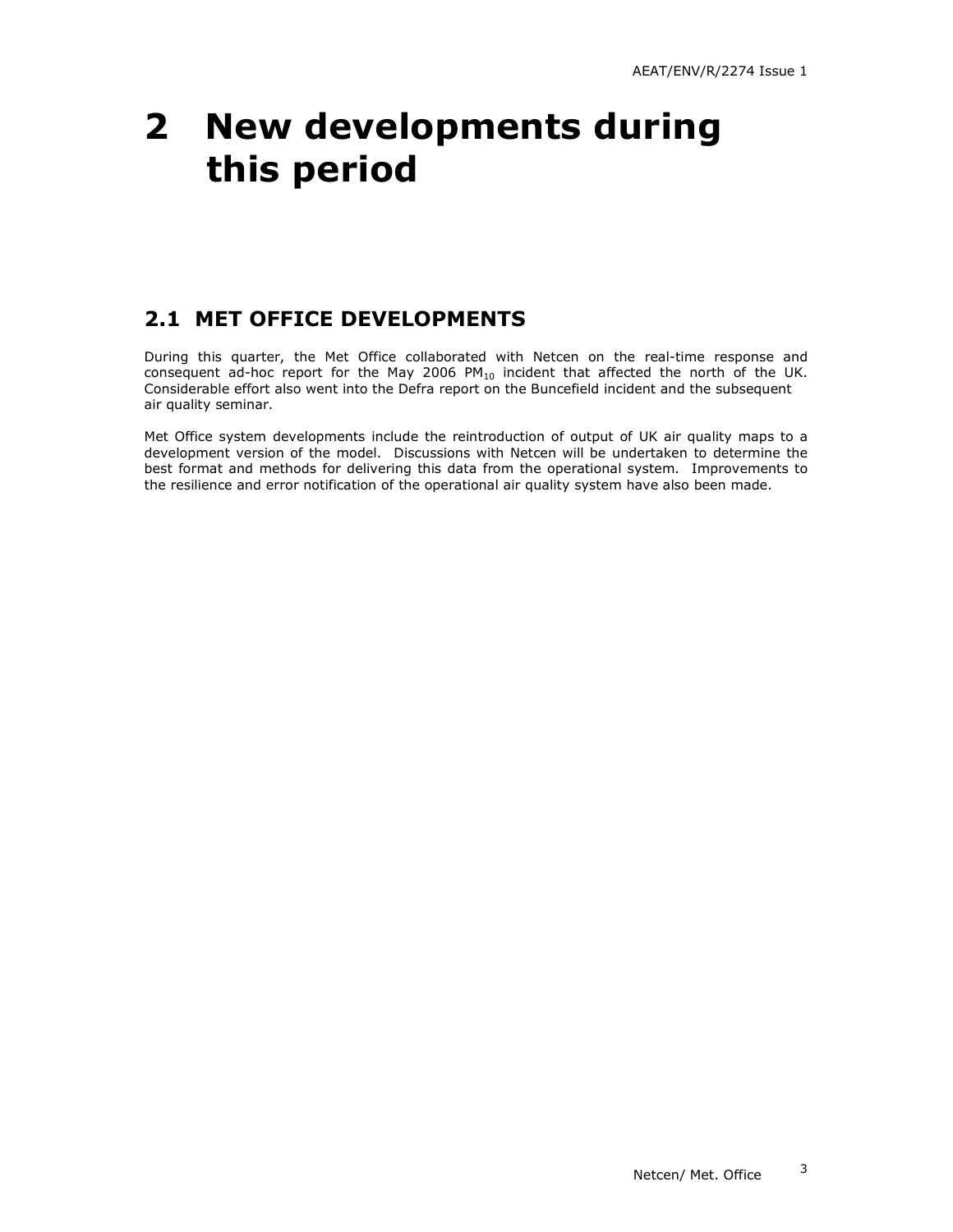# 2 New developments during this period

## 2.1 MET OFFICE DEVELOPMENTS

During this quarter, the Met Office collaborated with Netcen on the real-time response and consequent ad-hoc report for the May 2006 $PM_{10}$ incident that affected the north of the UK. Considerable effort also went into the Defra report on the Buncefield incident and the subsequent air quality seminar.

Met Office system developments include the reintroduction of output of UK air quality maps to a development version of the model. Discussions with Netcen will be undertaken to determine the best format and methods for delivering this data from the operational system. Improvements to the resilience and error notification of the operational air quality system have also been made.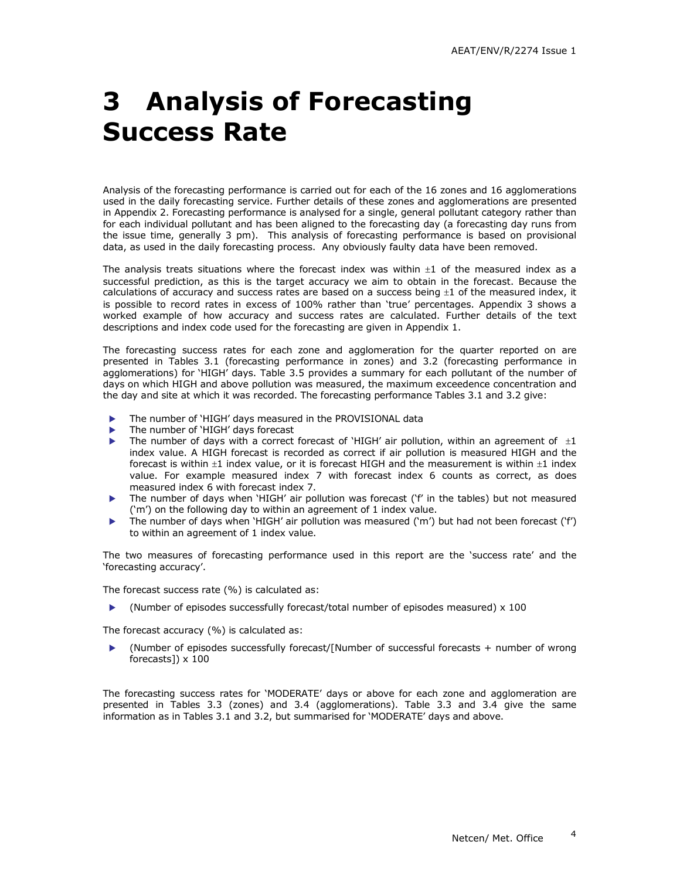# 3 Analysis of Forecasting Success Rate

Analysis of the forecasting performance is carried out for each of the 16 zones and 16 agglomerations used in the daily forecasting service. Further details of these zones and agglomerations are presented in Appendix 2. Forecasting performance is analysed for a single, general pollutant category rather than for each individual pollutant and has been aligned to the forecasting day (a forecasting day runs from the issue time, generally 3 pm). This analysis of forecasting performance is based on provisional data, as used in the daily forecasting process. Any obviously faulty data have been removed.

The analysis treats situations where the forecast index was within ±1 of the measured index as a successful prediction, as this is the target accuracy we aim to obtain in the forecast. Because the calculations of accuracy and success rates are based on a success being ±1 of the measured index, it is possible to record rates in excess of 100% rather than 'true' percentages. Appendix 3 shows a worked example of how accuracy and success rates are calculated. Further details of the text descriptions and index code used for the forecasting are given in Appendix 1.

The forecasting success rates for each zone and agglomeration for the quarter reported on are presented in Tables 3.1 (forecasting performance in zones) and 3.2 (forecasting performance in agglomerations) for 'HIGH' days. Table 3.5 provides a summary for each pollutant of the number of days on which HIGH and above pollution was measured, the maximum exceedence concentration and the day and site at which it was recorded. The forecasting performance Tables 3.1 and 3.2 give:

- The number of 'HIGH' days measured in the PROVISIONAL data
- The number of 'HIGH' days forecast
- The number of days with a correct forecast of 'HIGH' air pollution, within an agreement of ±1 index value. A HIGH forecast is recorded as correct if air pollution is measured HIGH and the forecast is within ±1 index value, or it is forecast HIGH and the measurement is within ±1 index value. For example measured index 7 with forecast index 6 counts as correct, as does measured index 6 with forecast index 7.
- The number of days when 'HIGH' air pollution was forecast ('f' in the tables) but not measured ('m') on the following day to within an agreement of 1 index value.
- The number of days when 'HIGH' air pollution was measured ('m') but had not been forecast ('f') to within an agreement of 1 index value.

The two measures of forecasting performance used in this report are the 'success rate' and the 'forecasting accuracy'.

The forecast success rate (%) is calculated as:

- (Number of episodes successfully forecast/total number of episodes measured) x 100

The forecast accuracy (%) is calculated as:

- (Number of episodes successfully forecast/[Number of successful forecasts + number of wrong forecasts]) x 100

The forecasting success rates for 'MODERATE' days or above for each zone and agglomeration are presented in Tables 3.3 (zones) and 3.4 (agglomerations). Table 3.3 and 3.4 give the same information as in Tables 3.1 and 3.2, but summarised for 'MODERATE' days and above.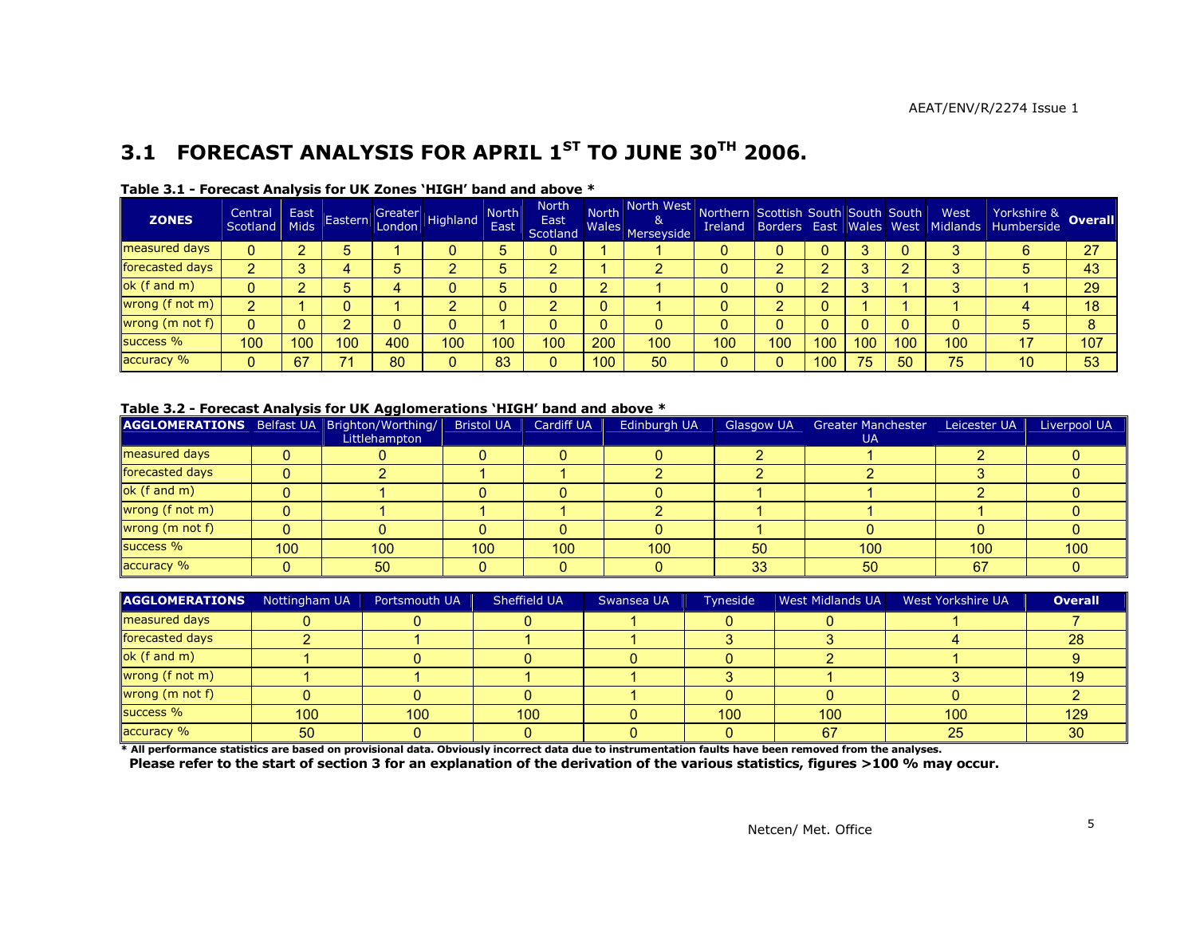## 3.1 FORECAST ANALYSIS FOR APRIL 1ST TO JUNE 30TH 2006.

**Table 3.1 - Forecast Analysis for UK Zones 'HIGH' band and above ***

| ZONES | Central Scotland | East Mids | Eastern | Greater London | Highland | North East | North East Scotland | North Wales | North West & Merseyside | Northern Ireland | Scottish Borders | South East | South Wales | South West | West Midlands | Yorkshire & Humberside | Overall |
|---|---|---|---|---|---|---|---|---|---|---|---|---|---|---|---|---|---|
| measured days | 0 | 2 | 5 | 1 | 0 | 5 | 0 | 1 | 1 | 0 | 0 | 0 | 3 | 0 | 3 | 6 | 27 |
| forecasted days | 2 | 3 | 4 | 5 | 2 | 5 | 2 | 1 | 2 | 0 | 2 | 2 | 3 | 2 | 3 | 5 | 43 |
| ok (f and m) | 0 | 2 | 5 | 4 | 0 | 5 | 0 | 2 | 1 | 0 | 0 | 2 | 3 | 1 | 3 | 1 | 29 |
| wrong (f not m) | 2 | 1 | 0 | 1 | 2 | 0 | 2 | 0 | 1 | 0 | 2 | 0 | 1 | 1 | 1 | 4 | 18 |
| wrong (m not f) | 0 | 0 | 2 | 0 | 0 | 1 | 0 | 0 | 0 | 0 | 0 | 0 | 0 | 0 | 0 | 5 | 8 |
| success % | 100 | 100 | 100 | 400 | 100 | 100 | 100 | 200 | 100 | 100 | 100 | 100 | 100 | 100 | 100 | 17 | 107 |
| accuracy % | 0 | 67 | 71 | 80 | 0 | 83 | 0 | 100 | 50 | 0 | 0 | 100 | 75 | 50 | 75 | 10 | 53 |

**Table 3.2 - Forecast Analysis for UK Agglomerations 'HIGH' band and above ***

| AGGLOMERATIONS | Belfast UA | Brighton/Worthing/ Littlehampton | Bristol UA | Cardiff UA | Edinburgh UA | Glasgow UA | Greater Manchester UA | Leicester UA | Liverpool UA |
|---|---|---|---|---|---|---|---|---|---|
| measured days | 0 | 0 | 0 | 0 | 0 | 2 | 1 | 2 | 0 |
| forecasted days | 0 | 2 | 1 | 1 | 2 | 2 | 2 | 3 | 0 |
| ok (f and m) | 0 | 1 | 0 | 0 | 0 | 1 | 1 | 2 | 0 |
| wrong (f not m) | 0 | 1 | 1 | 1 | 2 | 1 | 1 | 1 | 0 |
| wrong (m not f) | 0 | 0 | 0 | 0 | 0 | 1 | 0 | 0 | 0 |
| success % | 100 | 100 | 100 | 100 | 100 | 50 | 100 | 100 | 100 |
| accuracy % | 0 | 50 | 0 | 0 | 0 | 33 | 50 | 67 | 0 |

| AGGLOMERATIONS | Nottingham UA | Portsmouth UA | Sheffield UA | Swansea UA | Tyneside | West Midlands UA | West Yorkshire UA | Overall |
|---|---|---|---|---|---|---|---|---|
| measured days | 0 | 0 | 0 | 1 | 0 | 0 | 1 | 7 |
| forecasted days | 2 | 1 | 1 | 1 | 3 | 3 | 4 | 28 |
| ok (f and m) | 1 | 0 | 0 | 0 | 0 | 2 | 1 | 9 |
| wrong (f not m) | 1 | 1 | 1 | 1 | 3 | 1 | 3 | 19 |
| wrong (m not f) | 0 | 0 | 0 | 1 | 0 | 0 | 0 | 2 |
| success % | 100 | 100 | 100 | 0 | 100 | 100 | 100 | 129 |
| accuracy % | 50 | 0 | 0 | 0 | 0 | 67 | 25 | 30 |

**\* All performance statistics are based on provisional data. Obviously incorrect data due to instrumentation faults have been removed from the analyses.**

**Please refer to the start of section 3 for an explanation of the derivation of the various statistics, figures >100 % may occur.**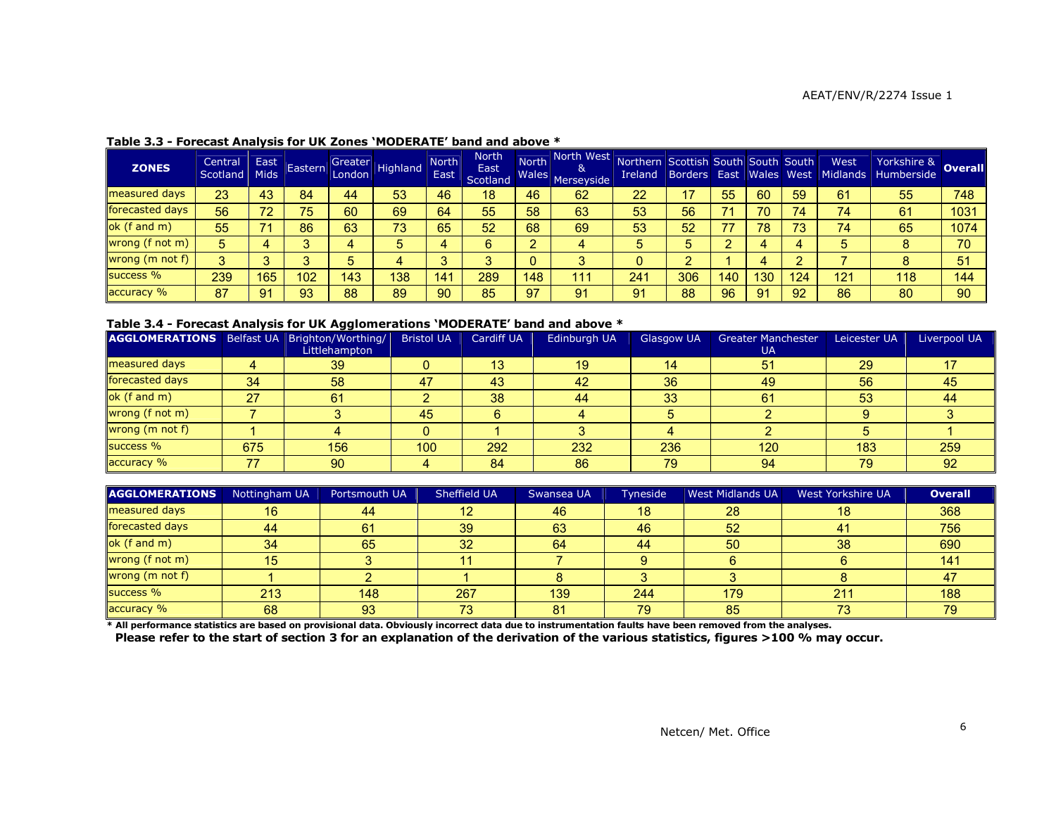**Table 3.3 - Forecast Analysis for UK Zones 'MODERATE' band and above ***

| ZONES | Central Scotland | East Mids | Eastern | Greater London | Highland | North East | North East Scotland | North Wales | North West & Merseyside | Northern Ireland | Scottish Borders | South East | South Wales | South West | West Midlands | Yorkshire & Humberside | Overall |
|---|---|---|---|---|---|---|---|---|---|---|---|---|---|---|---|---|---|
| measured days | 23 | 43 | 84 | 44 | 53 | 46 | 18 | 46 | 62 | 22 | 17 | 55 | 60 | 59 | 61 | 55 | 748 |
| forecasted days | 56 | 72 | 75 | 60 | 69 | 64 | 55 | 58 | 63 | 53 | 56 | 71 | 70 | 74 | 74 | 61 | 1031 |
| ok (f and m) | 55 | 71 | 86 | 63 | 73 | 65 | 52 | 68 | 69 | 53 | 52 | 77 | 78 | 73 | 74 | 65 | 1074 |
| wrong (f not m) | 5 | 4 | 3 | 4 | 5 | 4 | 6 | 2 | 4 | 5 | 5 | 2 | 4 | 4 | 5 | 8 | 70 |
| wrong (m not f) | 3 | 3 | 3 | 5 | 4 | 3 | 3 | 0 | 3 | 0 | 2 | 1 | 4 | 2 | 7 | 8 | 51 |
| success % | 239 | 165 | 102 | 143 | 138 | 141 | 289 | 148 | 111 | 241 | 306 | 140 | 130 | 124 | 121 | 118 | 144 |
| accuracy % | 87 | 91 | 93 | 88 | 89 | 90 | 85 | 97 | 91 | 91 | 88 | 96 | 91 | 92 | 86 | 80 | 90 |

**Table 3.4 - Forecast Analysis for UK Agglomerations 'MODERATE' band and above ***

| AGGLOMERATIONS | Belfast UA | Brighton/Worthing/ Littlehampton | Bristol UA | Cardiff UA | Edinburgh UA | Glasgow UA | Greater Manchester UA | Leicester UA | Liverpool UA |
|---|---|---|---|---|---|---|---|---|---|
| measured days | 4 | 39 | 0 | 13 | 19 | 14 | 51 | 29 | 17 |
| forecasted days | 34 | 58 | 47 | 43 | 42 | 36 | 49 | 56 | 45 |
| ok (f and m) | 27 | 61 | 2 | 38 | 44 | 33 | 61 | 53 | 44 |
| wrong (f not m) | 7 | 3 | 45 | 6 | 4 | 5 | 2 | 9 | 3 |
| wrong (m not f) | 1 | 4 | 0 | 1 | 3 | 4 | 2 | 5 | 1 |
| success % | 675 | 156 | 100 | 292 | 232 | 236 | 120 | 183 | 259 |
| accuracy % | 77 | 90 | 4 | 84 | 86 | 79 | 94 | 79 | 92 |

| AGGLOMERATIONS | Nottingham UA | Portsmouth UA | Sheffield UA | Swansea UA | Tyneside | West Midlands UA | West Yorkshire UA | Overall |
|---|---|---|---|---|---|---|---|---|
| measured days | 16 | 44 | 12 | 46 | 18 | 28 | 18 | 368 |
| forecasted days | 44 | 61 | 39 | 63 | 46 | 52 | 41 | 756 |
| ok (f and m) | 34 | 65 | 32 | 64 | 44 | 50 | 38 | 690 |
| wrong (f not m) | 15 | 3 | 11 | 7 | 9 | 6 | 6 | 141 |
| wrong (m not f) | 1 | 2 | 1 | 8 | 3 | 3 | 8 | 47 |
| success % | 213 | 148 | 267 | 139 | 244 | 179 | 211 | 188 |
| accuracy % | 68 | 93 | 73 | 81 | 79 | 85 | 73 | 79 |

**\* All performance statistics are based on provisional data. Obviously incorrect data due to instrumentation faults have been removed from the analyses.**
**Please refer to the start of section 3 for an explanation of the derivation of the various statistics, figures >100 % may occur.**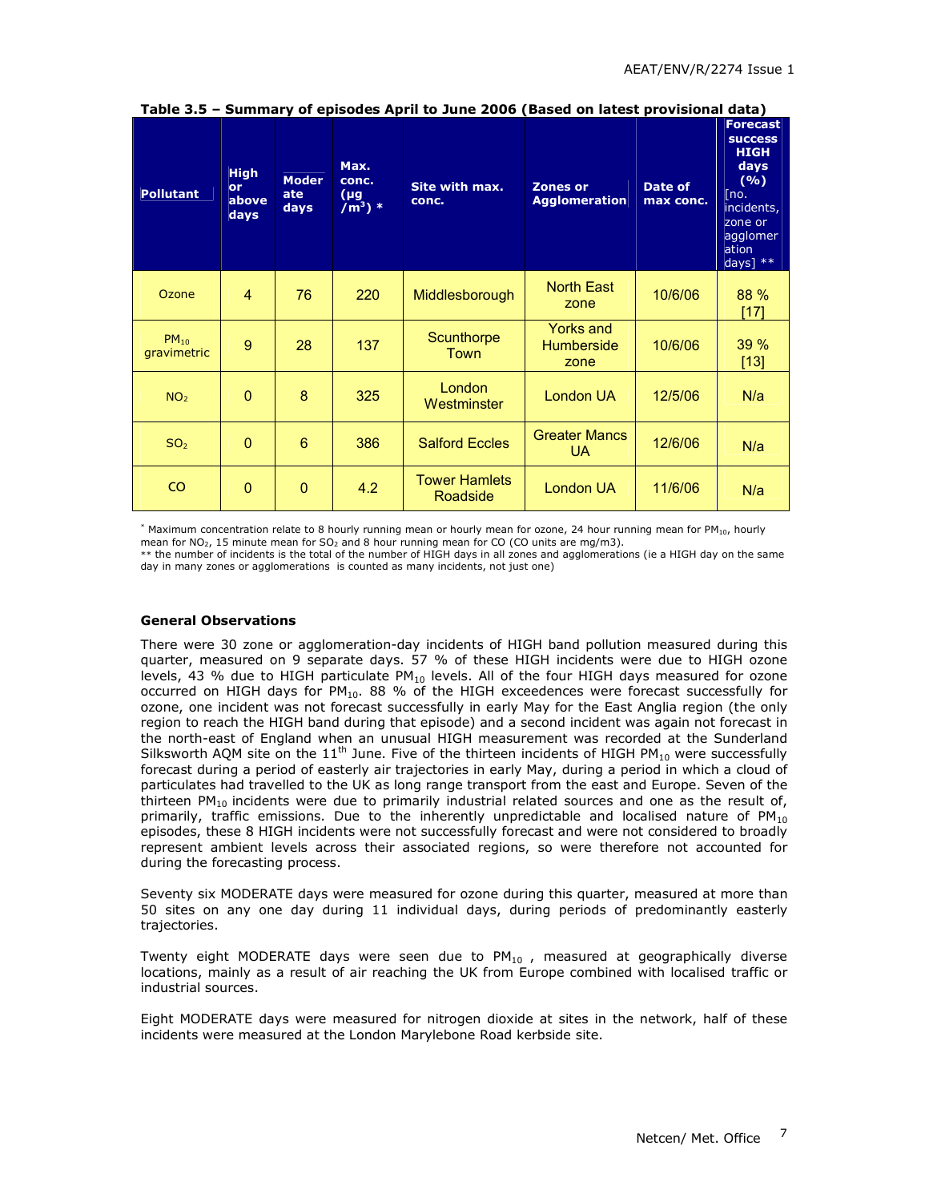**Table 3.5 – Summary of episodes April to June 2006 (Based on latest provisional data)**

| Pollutant | High or above days | Moderate days | Max. conc. (µg /m$^3$) * | Site with max. conc. | Zones or Agglomeration | Date of max conc. | Forecast success HIGH days (%) [no. incidents, zone or agglomeration days] ** |
|---|---|---|---|---|---|---|---|
| Ozone | 4 | 76 | 220 | Middlesborough | North East zone | 10/6/06 | 88 % [17] |
| $PM_{10}$ gravimetric | 9 | 28 | 137 | Scunthorpe Town | Yorks and Humberside zone | 10/6/06 | 39 % [13] |
| $NO_2$ | 0 | 8 | 325 | London Westminster | London UA | 12/5/06 | N/a |
| $SO_2$ | 0 | 6 | 386 | Salford Eccles | Greater Mancs UA | 12/6/06 | N/a |
| CO | 0 | 0 | 4.2 | Tower Hamlets Roadside | London UA | 11/6/06 | N/a |

* Maximum concentration relate to 8 hourly running mean or hourly mean for ozone, 24 hour running mean for $PM_{10}$, hourly mean for $NO_2$, 15 minute mean for $SO_2$ and 8 hour running mean for CO (CO units are mg/m3).
** the number of incidents is the total of the number of HIGH days in all zones and agglomerations (ie a HIGH day on the same day in many zones or agglomerations is counted as many incidents, not just one)

### General Observations

There were 30 zone or agglomeration-day incidents of HIGH band pollution measured during this quarter, measured on 9 separate days. 57 % of these HIGH incidents were due to HIGH ozone levels, 43 % due to HIGH particulate $PM_{10}$ levels. All of the four HIGH days measured for ozone occurred on HIGH days for $PM_{10}$. 88 % of the HIGH exceedences were forecast successfully for ozone, one incident was not forecast successfully in early May for the East Anglia region (the only region to reach the HIGH band during that episode) and a second incident was again not forecast in the north-east of England when an unusual HIGH measurement was recorded at the Sunderland Silksworth AQM site on the 11th June. Five of the thirteen incidents of HIGH $PM_{10}$ were successfully forecast during a period of easterly air trajectories in early May, during a period in which a cloud of particulates had travelled to the UK as long range transport from the east and Europe. Seven of the thirteen $PM_{10}$ incidents were due to primarily industrial related sources and one as the result of, primarily, traffic emissions. Due to the inherently unpredictable and localised nature of $PM_{10}$ episodes, these 8 HIGH incidents were not successfully forecast and were not considered to broadly represent ambient levels across their associated regions, so were therefore not accounted for during the forecasting process.

Seventy six MODERATE days were measured for ozone during this quarter, measured at more than 50 sites on any one day during 11 individual days, during periods of predominantly easterly trajectories.

Twenty eight MODERATE days were seen due to $PM_{10}$ , measured at geographically diverse locations, mainly as a result of air reaching the UK from Europe combined with localised traffic or industrial sources.

Eight MODERATE days were measured for nitrogen dioxide at sites in the network, half of these incidents were measured at the London Marylebone Road kerbside site.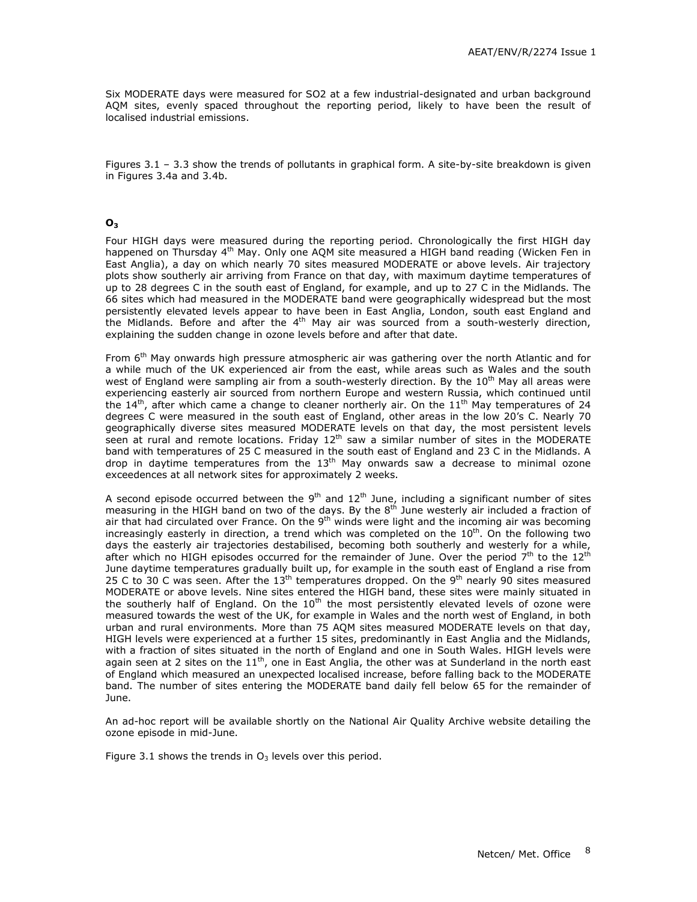Six MODERATE days were measured for SO2 at a few industrial-designated and urban background AQM sites, evenly spaced throughout the reporting period, likely to have been the result of localised industrial emissions.

Figures 3.1 – 3.3 show the trends of pollutants in graphical form. A site-by-site breakdown is given in Figures 3.4a and 3.4b.

## $O_3$

Four HIGH days were measured during the reporting period. Chronologically the first HIGH day happened on Thursday 4th May. Only one AQM site measured a HIGH band reading (Wicken Fen in East Anglia), a day on which nearly 70 sites measured MODERATE or above levels. Air trajectory plots show southerly air arriving from France on that day, with maximum daytime temperatures of up to 28 degrees C in the south east of England, for example, and up to 27 C in the Midlands. The 66 sites which had measured in the MODERATE band were geographically widespread but the most persistently elevated levels appear to have been in East Anglia, London, south east England and the Midlands. Before and after the 4th May air was sourced from a south-westerly direction, explaining the sudden change in ozone levels before and after that date.

From 6th May onwards high pressure atmospheric air was gathering over the north Atlantic and for a while much of the UK experienced air from the east, while areas such as Wales and the south west of England were sampling air from a south-westerly direction. By the 10th May all areas were experiencing easterly air sourced from northern Europe and western Russia, which continued until the 14th, after which came a change to cleaner northerly air. On the 11th May temperatures of 24 degrees C were measured in the south east of England, other areas in the low 20's C. Nearly 70 geographically diverse sites measured MODERATE levels on that day, the most persistent levels seen at rural and remote locations. Friday 12th saw a similar number of sites in the MODERATE band with temperatures of 25 C measured in the south east of England and 23 C in the Midlands. A drop in daytime temperatures from the 13th May onwards saw a decrease to minimal ozone exceedences at all network sites for approximately 2 weeks.

A second episode occurred between the 9th and 12th June, including a significant number of sites measuring in the HIGH band on two of the days. By the 8th June westerly air included a fraction of air that had circulated over France. On the 9th winds were light and the incoming air was becoming increasingly easterly in direction, a trend which was completed on the 10th. On the following two days the easterly air trajectories destabilised, becoming both southerly and westerly for a while, after which no HIGH episodes occurred for the remainder of June. Over the period 7th to the 12th June daytime temperatures gradually built up, for example in the south east of England a rise from 25 C to 30 C was seen. After the 13th temperatures dropped. On the 9th nearly 90 sites measured MODERATE or above levels. Nine sites entered the HIGH band, these sites were mainly situated in the southerly half of England. On the 10th the most persistently elevated levels of ozone were measured towards the west of the UK, for example in Wales and the north west of England, in both urban and rural environments. More than 75 AQM sites measured MODERATE levels on that day, HIGH levels were experienced at a further 15 sites, predominantly in East Anglia and the Midlands, with a fraction of sites situated in the north of England and one in South Wales. HIGH levels were again seen at 2 sites on the 11th, one in East Anglia, the other was at Sunderland in the north east of England which measured an unexpected localised increase, before falling back to the MODERATE band. The number of sites entering the MODERATE band daily fell below 65 for the remainder of June.

An ad-hoc report will be available shortly on the National Air Quality Archive website detailing the ozone episode in mid-June.

Figure 3.1 shows the trends in $O_3$ levels over this period.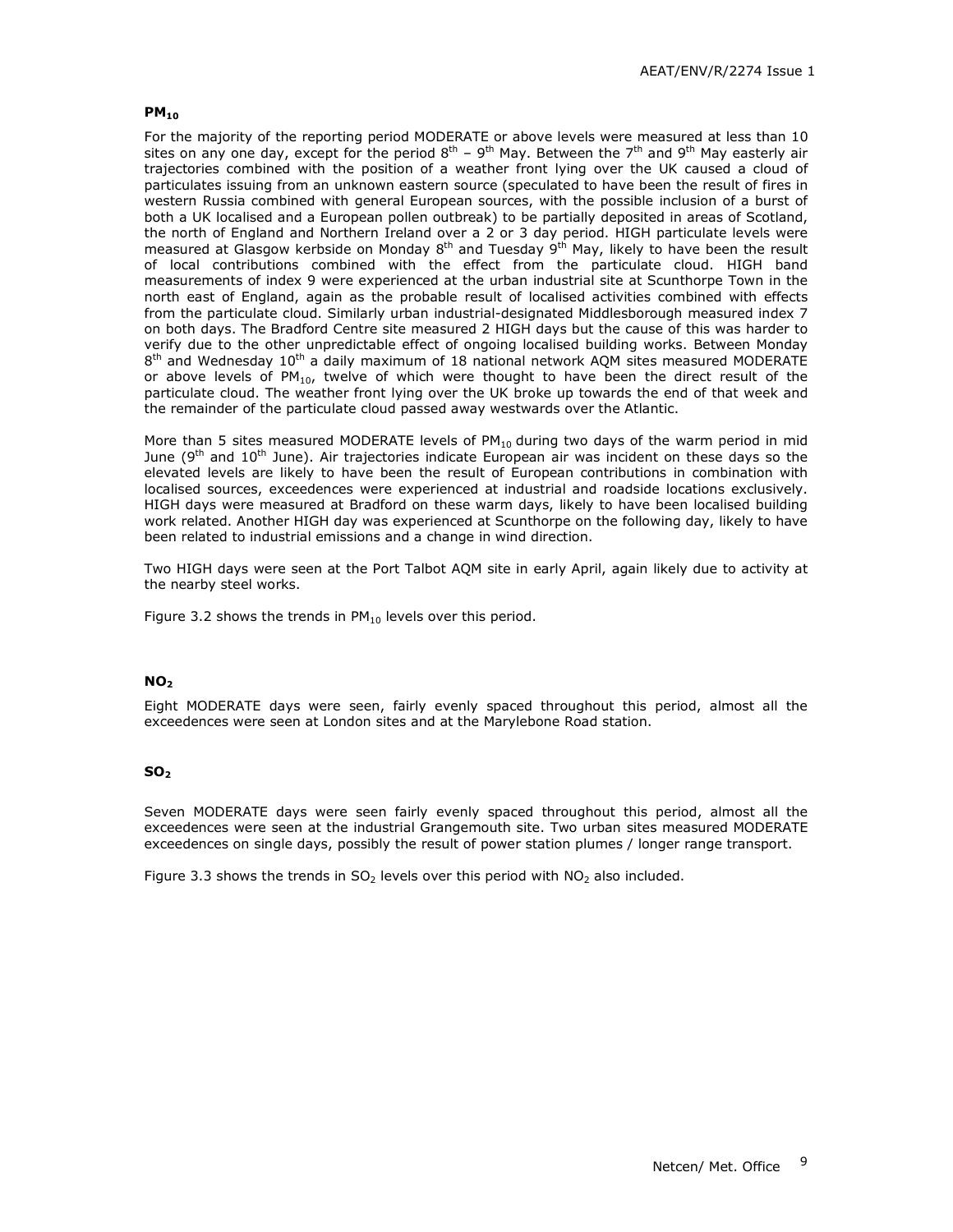### $PM_{10}$

For the majority of the reporting period MODERATE or above levels were measured at less than 10 sites on any one day, except for the period 8th – 9th May. Between the 7th and 9th May easterly air trajectories combined with the position of a weather front lying over the UK caused a cloud of particulates issuing from an unknown eastern source (speculated to have been the result of fires in western Russia combined with general European sources, with the possible inclusion of a burst of both a UK localised and a European pollen outbreak) to be partially deposited in areas of Scotland, the north of England and Northern Ireland over a 2 or 3 day period. HIGH particulate levels were measured at Glasgow kerbside on Monday 8th and Tuesday 9th May, likely to have been the result of local contributions combined with the effect from the particulate cloud. HIGH band measurements of index 9 were experienced at the urban industrial site at Scunthorpe Town in the north east of England, again as the probable result of localised activities combined with effects from the particulate cloud. Similarly urban industrial-designated Middlesborough measured index 7 on both days. The Bradford Centre site measured 2 HIGH days but the cause of this was harder to verify due to the other unpredictable effect of ongoing localised building works. Between Monday 8th and Wednesday 10th a daily maximum of 18 national network AQM sites measured MODERATE or above levels of $PM_{10}$, twelve of which were thought to have been the direct result of the particulate cloud. The weather front lying over the UK broke up towards the end of that week and the remainder of the particulate cloud passed away westwards over the Atlantic.

More than 5 sites measured MODERATE levels of $PM_{10}$ during two days of the warm period in mid June (9th and 10th June). Air trajectories indicate European air was incident on these days so the elevated levels are likely to have been the result of European contributions in combination with localised sources, exceedences were experienced at industrial and roadside locations exclusively. HIGH days were measured at Bradford on these warm days, likely to have been localised building work related. Another HIGH day was experienced at Scunthorpe on the following day, likely to have been related to industrial emissions and a change in wind direction.

Two HIGH days were seen at the Port Talbot AQM site in early April, again likely due to activity at the nearby steel works.

Figure 3.2 shows the trends in $PM_{10}$ levels over this period.

### $NO_2$

Eight MODERATE days were seen, fairly evenly spaced throughout this period, almost all the exceedences were seen at London sites and at the Marylebone Road station.

### $SO_2$

Seven MODERATE days were seen fairly evenly spaced throughout this period, almost all the exceedences were seen at the industrial Grangemouth site. Two urban sites measured MODERATE exceedences on single days, possibly the result of power station plumes / longer range transport.

Figure 3.3 shows the trends in $SO_2$ levels over this period with $NO_2$ also included.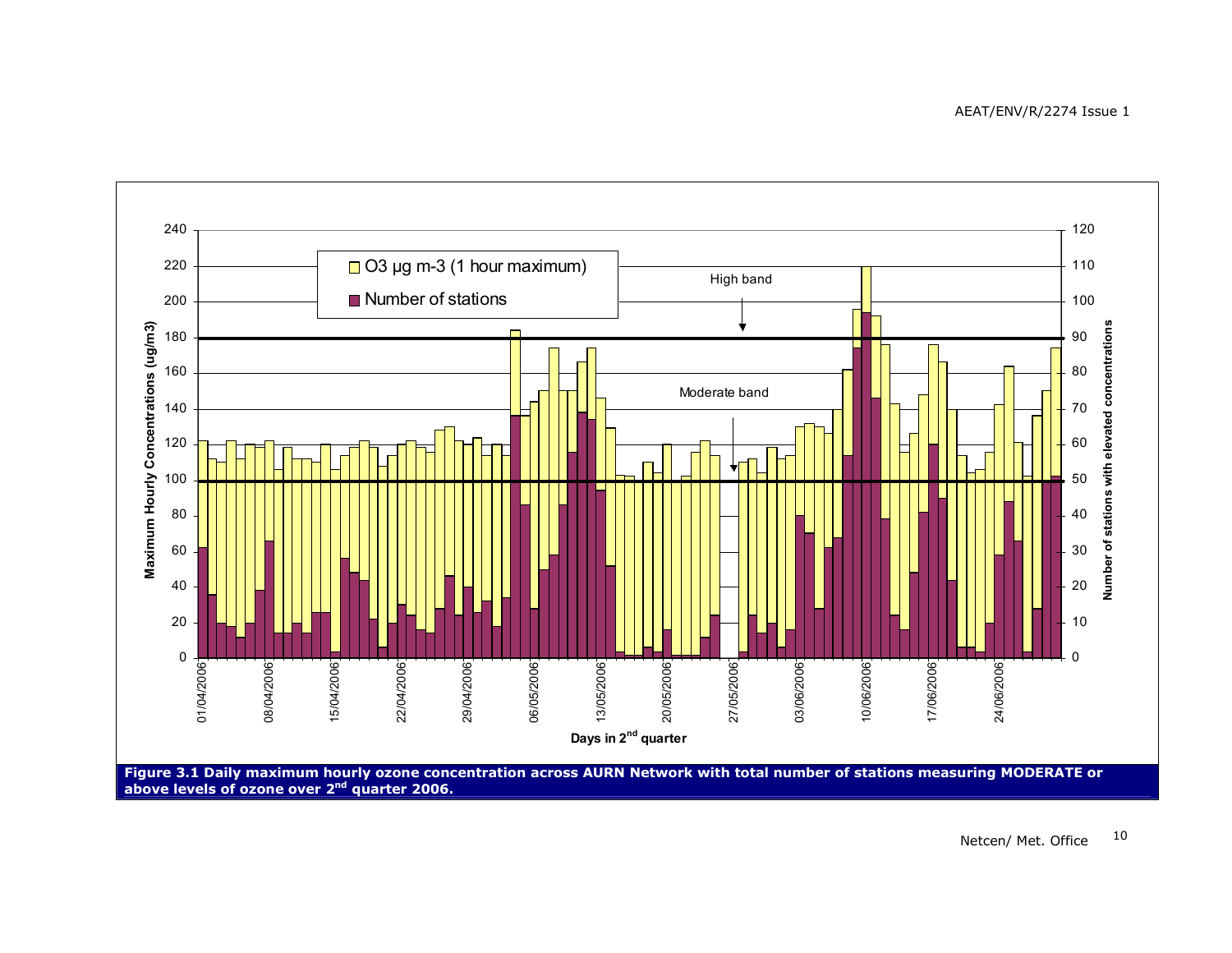**Figure 3.1 Daily maximum hourly ozone concentration across AURN Network with total number of stations measuring MODERATE or above levels of ozone over 2nd quarter 2006.**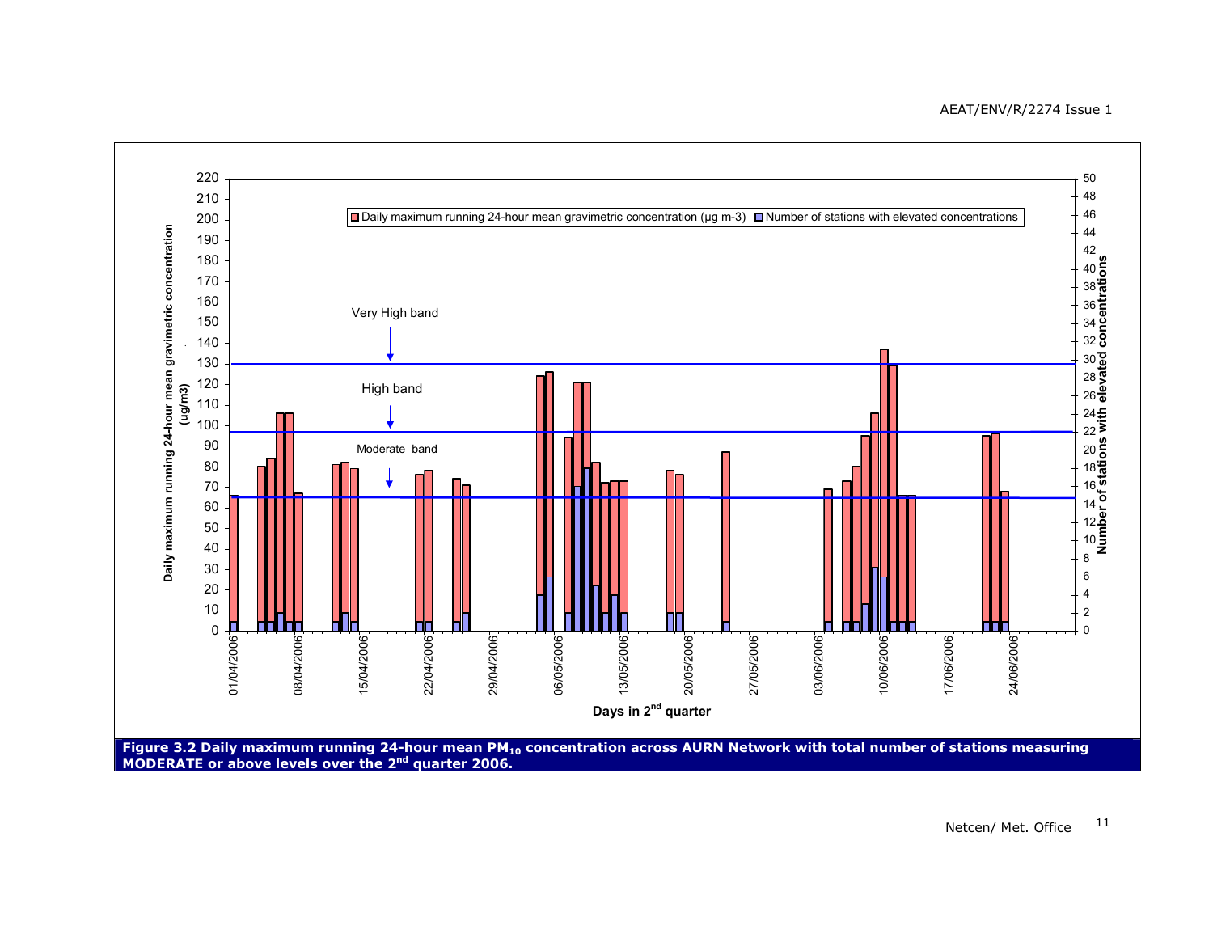Figure 3.2 Daily maximum running 24-hour mean $PM_{10}$ concentration across AURN Network with total number of stations measuring MODERATE or above levels over the 2nd quarter 2006.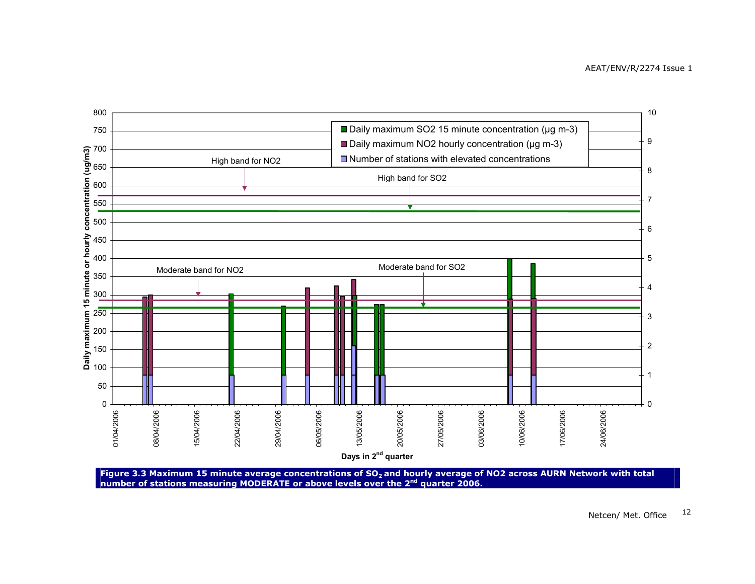**Figure 3.3 Maximum 15 minute average concentrations of $SO_2$ and hourly average of NO2 across AURN Network with total number of stations measuring MODERATE or above levels over the 2nd quarter 2006.**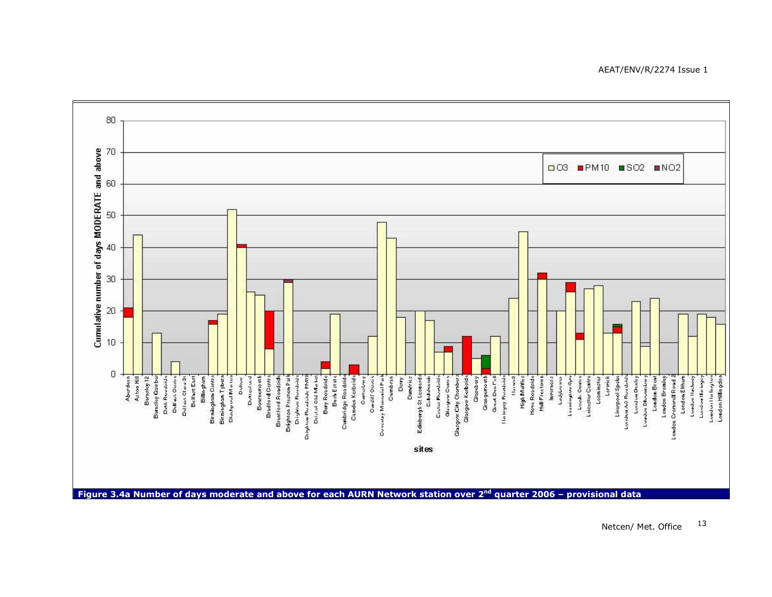**Figure 3.4a Number of days moderate and above for each AURN Network station over 2nd quarter 2006 – provisional data**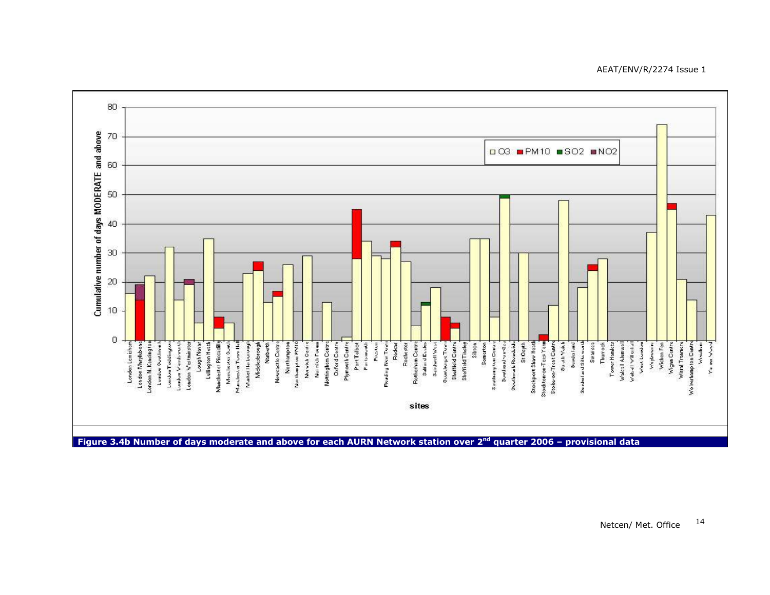**Figure 3.4b Number of days moderate and above for each AURN Network station over 2nd quarter 2006 – provisional data**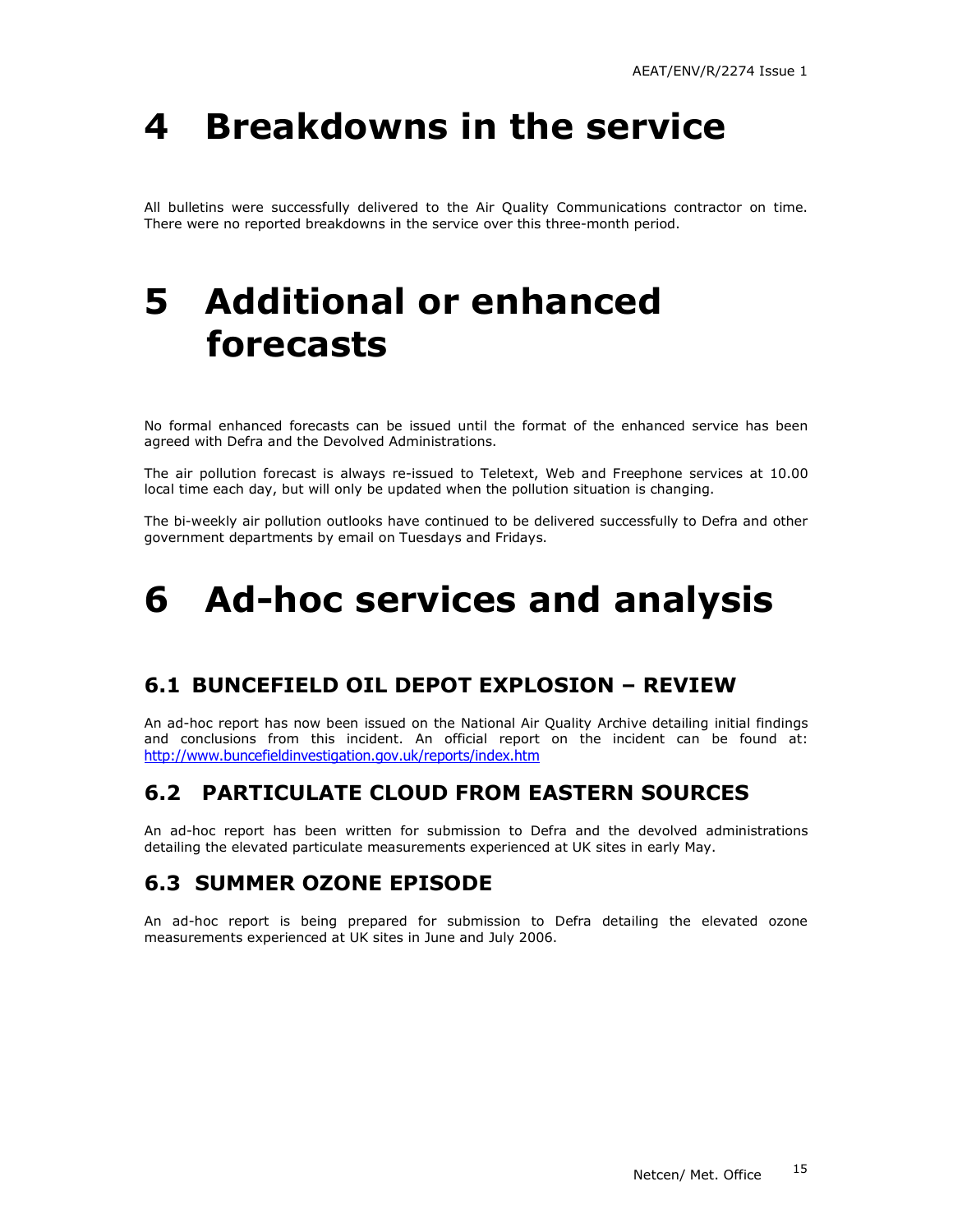# 4 Breakdowns in the service

All bulletins were successfully delivered to the Air Quality Communications contractor on time. There were no reported breakdowns in the service over this three-month period.

# 5 Additional or enhanced forecasts

No formal enhanced forecasts can be issued until the format of the enhanced service has been agreed with Defra and the Devolved Administrations.

The air pollution forecast is always re-issued to Teletext, Web and Freephone services at 10.00 local time each day, but will only be updated when the pollution situation is changing.

The bi-weekly air pollution outlooks have continued to be delivered successfully to Defra and other government departments by email on Tuesdays and Fridays.

# 6 Ad-hoc services and analysis

## 6.1 BUNCEFIELD OIL DEPOT EXPLOSION – REVIEW

An ad-hoc report has now been issued on the National Air Quality Archive detailing initial findings and conclusions from this incident. An official report on the incident can be found at: http://www.buncefieldinvestigation.gov.uk/reports/index.htm

## 6.2 PARTICULATE CLOUD FROM EASTERN SOURCES

An ad-hoc report has been written for submission to Defra and the devolved administrations detailing the elevated particulate measurements experienced at UK sites in early May.

## 6.3 SUMMER OZONE EPISODE

An ad-hoc report is being prepared for submission to Defra detailing the elevated ozone measurements experienced at UK sites in June and July 2006.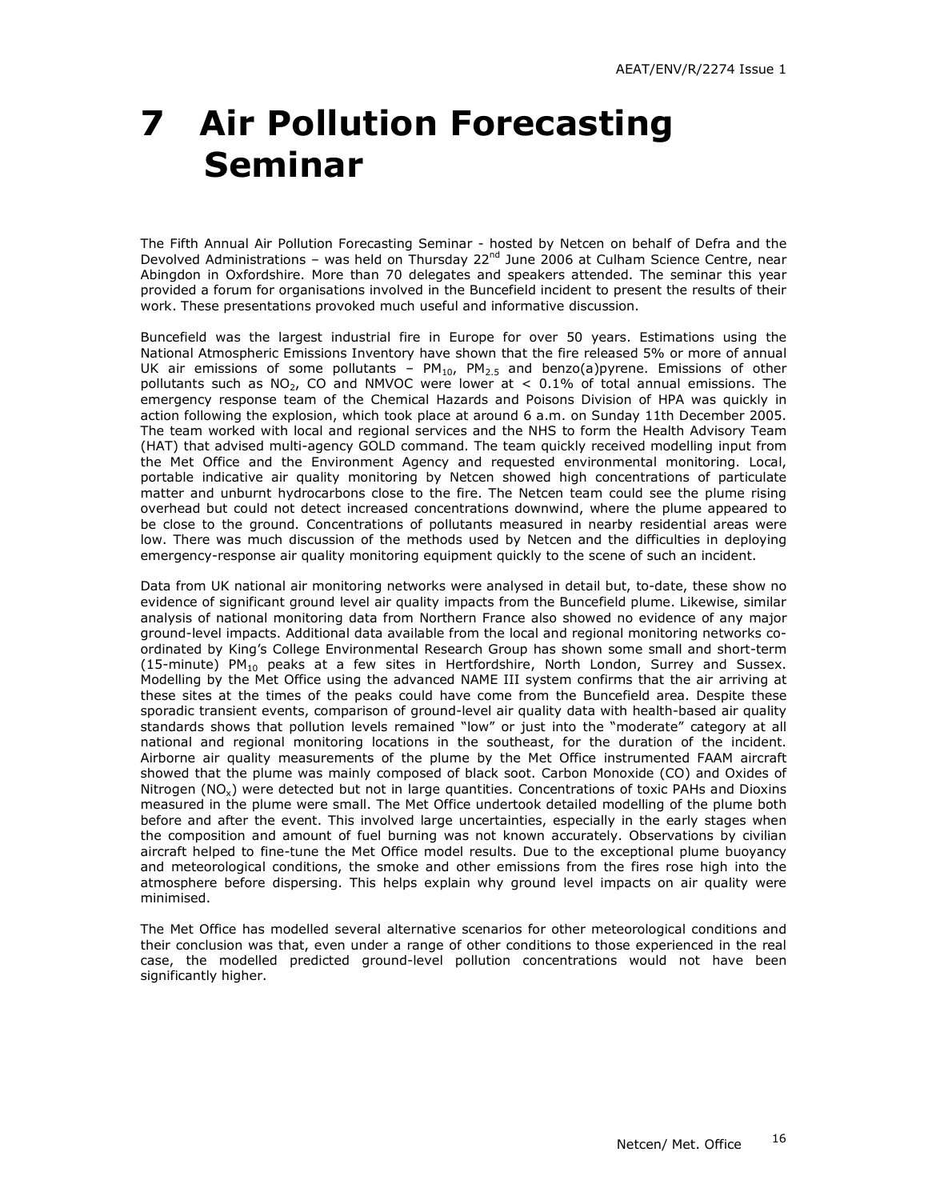# 7 Air Pollution Forecasting Seminar

The Fifth Annual Air Pollution Forecasting Seminar - hosted by Netcen on behalf of Defra and the Devolved Administrations – was held on Thursday 22nd June 2006 at Culham Science Centre, near Abingdon in Oxfordshire. More than 70 delegates and speakers attended. The seminar this year provided a forum for organisations involved in the Buncefield incident to present the results of their work. These presentations provoked much useful and informative discussion.

Buncefield was the largest industrial fire in Europe for over 50 years. Estimations using the National Atmospheric Emissions Inventory have shown that the fire released 5% or more of annual UK air emissions of some pollutants – $PM_{10}$, $PM_{2.5}$ and benzo(a)pyrene. Emissions of other pollutants such as $NO_2$, CO and NMVOC were lower at < 0.1% of total annual emissions. The emergency response team of the Chemical Hazards and Poisons Division of HPA was quickly in action following the explosion, which took place at around 6 a.m. on Sunday 11th December 2005. The team worked with local and regional services and the NHS to form the Health Advisory Team (HAT) that advised multi-agency GOLD command. The team quickly received modelling input from the Met Office and the Environment Agency and requested environmental monitoring. Local, portable indicative air quality monitoring by Netcen showed high concentrations of particulate matter and unburnt hydrocarbons close to the fire. The Netcen team could see the plume rising overhead but could not detect increased concentrations downwind, where the plume appeared to be close to the ground. Concentrations of pollutants measured in nearby residential areas were low. There was much discussion of the methods used by Netcen and the difficulties in deploying emergency-response air quality monitoring equipment quickly to the scene of such an incident.

Data from UK national air monitoring networks were analysed in detail but, to-date, these show no evidence of significant ground level air quality impacts from the Buncefield plume. Likewise, similar analysis of national monitoring data from Northern France also showed no evidence of any major ground-level impacts. Additional data available from the local and regional monitoring networks co-ordinated by King's College Environmental Research Group has shown some small and short-term (15-minute) $PM_{10}$ peaks at a few sites in Hertfordshire, North London, Surrey and Sussex. Modelling by the Met Office using the advanced NAME III system confirms that the air arriving at these sites at the times of the peaks could have come from the Buncefield area. Despite these sporadic transient events, comparison of ground-level air quality data with health-based air quality standards shows that pollution levels remained "low" or just into the "moderate" category at all national and regional monitoring locations in the southeast, for the duration of the incident. Airborne air quality measurements of the plume by the Met Office instrumented FAAM aircraft showed that the plume was mainly composed of black soot. Carbon Monoxide (CO) and Oxides of Nitrogen ($NO_x$) were detected but not in large quantities. Concentrations of toxic PAHs and Dioxins measured in the plume were small. The Met Office undertook detailed modelling of the plume both before and after the event. This involved large uncertainties, especially in the early stages when the composition and amount of fuel burning was not known accurately. Observations by civilian aircraft helped to fine-tune the Met Office model results. Due to the exceptional plume buoyancy and meteorological conditions, the smoke and other emissions from the fires rose high into the atmosphere before dispersing. This helps explain why ground level impacts on air quality were minimised.

The Met Office has modelled several alternative scenarios for other meteorological conditions and their conclusion was that, even under a range of other conditions to those experienced in the real case, the modelled predicted ground-level pollution concentrations would not have been significantly higher.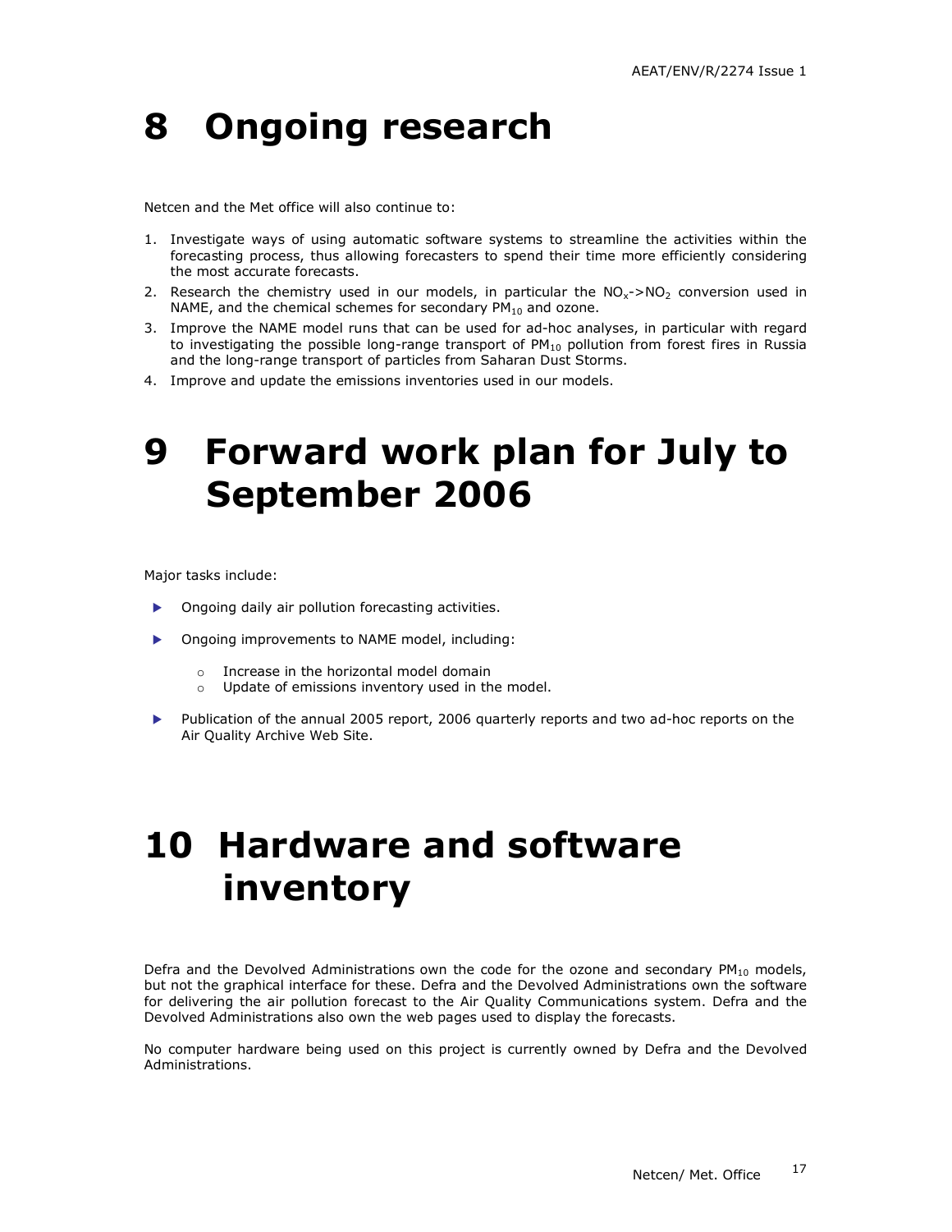# 8 Ongoing research

Netcen and the Met office will also continue to:

1. Investigate ways of using automatic software systems to streamline the activities within the forecasting process, thus allowing forecasters to spend their time more efficiently considering the most accurate forecasts.
2. Research the chemistry used in our models, in particular the $NO_x$->$NO_2$ conversion used in NAME, and the chemical schemes for secondary $PM_{10}$ and ozone.
3. Improve the NAME model runs that can be used for ad-hoc analyses, in particular with regard to investigating the possible long-range transport of $PM_{10}$ pollution from forest fires in Russia and the long-range transport of particles from Saharan Dust Storms.
4. Improve and update the emissions inventories used in our models.

# 9 Forward work plan for July to September 2006

Major tasks include:

- Ongoing daily air pollution forecasting activities.
- Ongoing improvements to NAME model, including:
  - Increase in the horizontal model domain
  - Update of emissions inventory used in the model.
- Publication of the annual 2005 report, 2006 quarterly reports and two ad-hoc reports on the Air Quality Archive Web Site.

# 10 Hardware and software inventory

Defra and the Devolved Administrations own the code for the ozone and secondary $PM_{10}$ models, but not the graphical interface for these. Defra and the Devolved Administrations own the software for delivering the air pollution forecast to the Air Quality Communications system. Defra and the Devolved Administrations also own the web pages used to display the forecasts.

No computer hardware being used on this project is currently owned by Defra and the Devolved Administrations.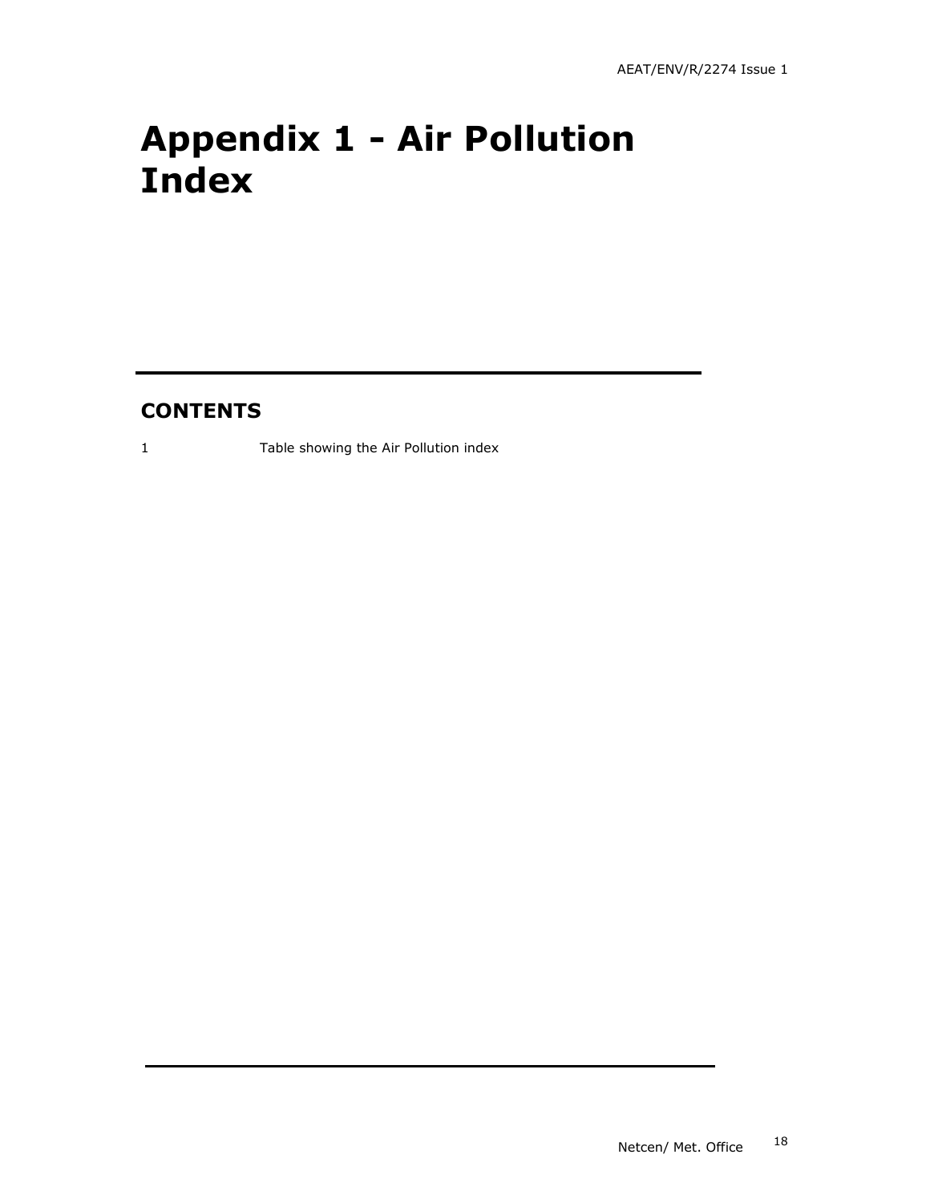# Appendix 1 - Air Pollution Index

## CONTENTS

1 Table showing the Air Pollution index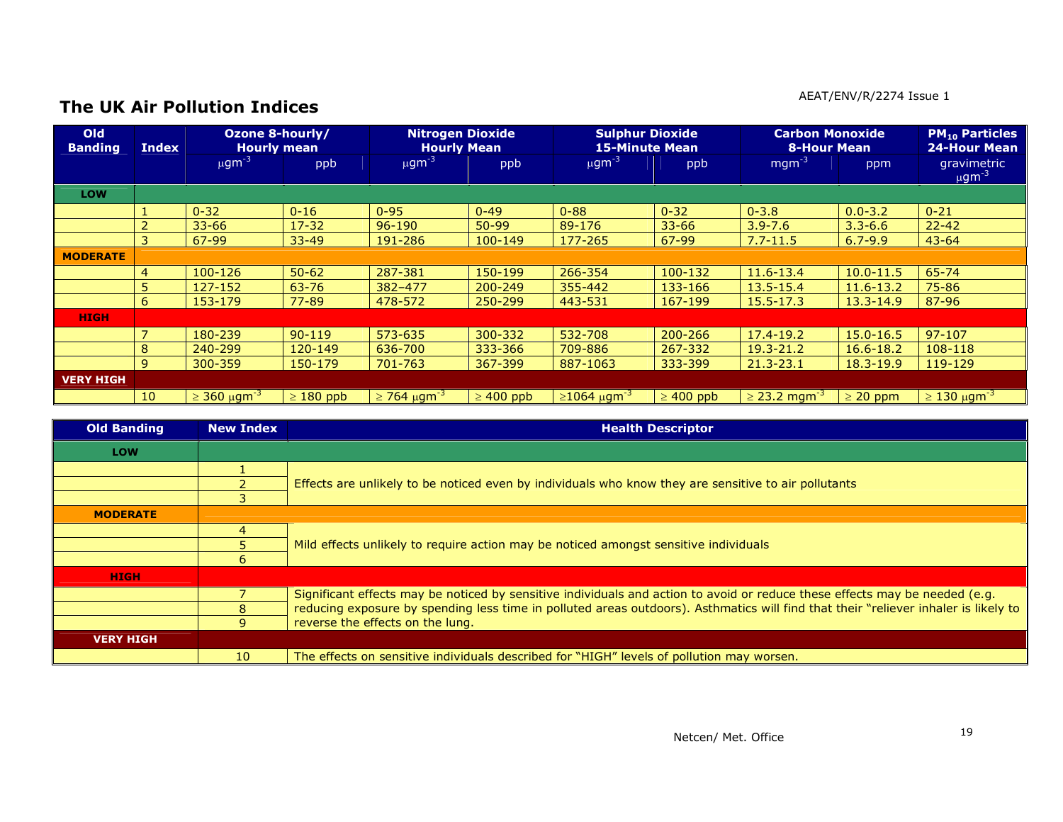## The UK Air Pollution Indices

| Old Banding | Index | Ozone 8-hourly/ Hourly mean | | Nitrogen Dioxide Hourly Mean | | Sulphur Dioxide 15-Minute Mean | | Carbon Monoxide 8-Hour Mean | | $PM_{10}$ Particles 24-Hour Mean |
|---|---|---|---|---|---|---|---|---|---|---|
| | | $\mu gm^{-3}$ | ppb | $\mu gm^{-3}$ | ppb | $\mu gm^{-3}$ | ppb | $mgm^{-3}$ | ppm | gravimetric $\mu gm^{-3}$ |
| **LOW** | | | | | | | | | | |
| | 1 | 0-32 | 0-16 | 0-95 | 0-49 | 0-88 | 0-32 | 0-3.8 | 0.0-3.2 | 0-21 |
| | 2 | 33-66 | 17-32 | 96-190 | 50-99 | 89-176 | 33-66 | 3.9-7.6 | 3.3-6.6 | 22-42 |
| | 3 | 67-99 | 33-49 | 191-286 | 100-149 | 177-265 | 67-99 | 7.7-11.5 | 6.7-9.9 | 43-64 |
| **MODERATE** | | | | | | | | | | |
| | 4 | 100-126 | 50-62 | 287-381 | 150-199 | 266-354 | 100-132 | 11.6-13.4 | 10.0-11.5 | 65-74 |
| | 5 | 127-152 | 63-76 | 382–477 | 200-249 | 355-442 | 133-166 | 13.5-15.4 | 11.6-13.2 | 75-86 |
| | 6 | 153-179 | 77-89 | 478-572 | 250-299 | 443-531 | 167-199 | 15.5-17.3 | 13.3-14.9 | 87-96 |
| **HIGH** | | | | | | | | | | |
| | 7 | 180-239 | 90-119 | 573-635 | 300-332 | 532-708 | 200-266 | 17.4-19.2 | 15.0-16.5 | 97-107 |
| | 8 | 240-299 | 120-149 | 636-700 | 333-366 | 709-886 | 267-332 | 19.3-21.2 | 16.6-18.2 | 108-118 |
| | 9 | 300-359 | 150-179 | 701-763 | 367-399 | 887-1063 | 333-399 | 21.3-23.1 | 18.3-19.9 | 119-129 |
| **VERY HIGH** | | | | | | | | | | |
| | 10 | ≥ 360 $\mu gm^{-3}$ | ≥ 180 ppb | ≥ 764 $\mu gm^{-3}$ | ≥ 400 ppb | ≥1064 $\mu gm^{-3}$ | ≥ 400 ppb | ≥ 23.2 $mgm^{-3}$ | ≥ 20 ppm | ≥ 130 $\mu gm^{-3}$ |

| Old Banding | New Index | Health Descriptor |
|---|---|---|
| **LOW** | | |
| | 1 | Effects are unlikely to be noticed even by individuals who know they are sensitive to air pollutants |
| | 2 | |
| | 3 | |
| **MODERATE** | | |
| | 4 | Mild effects unlikely to require action may be noticed amongst sensitive individuals |
| | 5 | |
| | 6 | |
| **HIGH** | | |
| | 7 | Significant effects may be noticed by sensitive individuals and action to avoid or reduce these effects may be needed (e.g. reducing exposure by spending less time in polluted areas outdoors). Asthmatics will find that their "reliever inhaler is likely to reverse the effects on the lung. |
| | 8 | |
| | 9 | |
| **VERY HIGH** | | |
| | 10 | The effects on sensitive individuals described for "HIGH" levels of pollution may worsen. |

Netcen/ Met. Office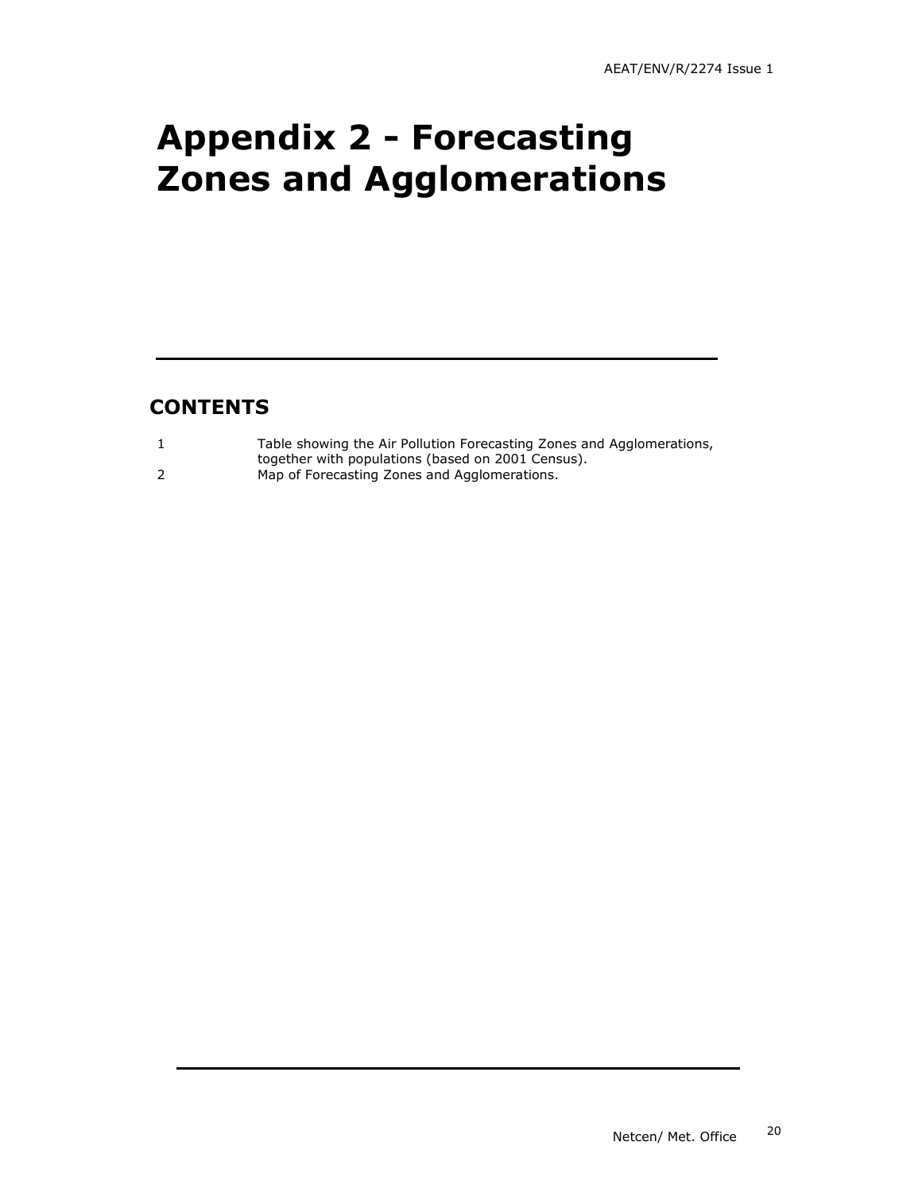# Appendix 2 - Forecasting Zones and Agglomerations

## CONTENTS

| | |
|---|---|
| 1 | Table showing the Air Pollution Forecasting Zones and Agglomerations, together with populations (based on 2001 Census). |
| 2 | Map of Forecasting Zones and Agglomerations. |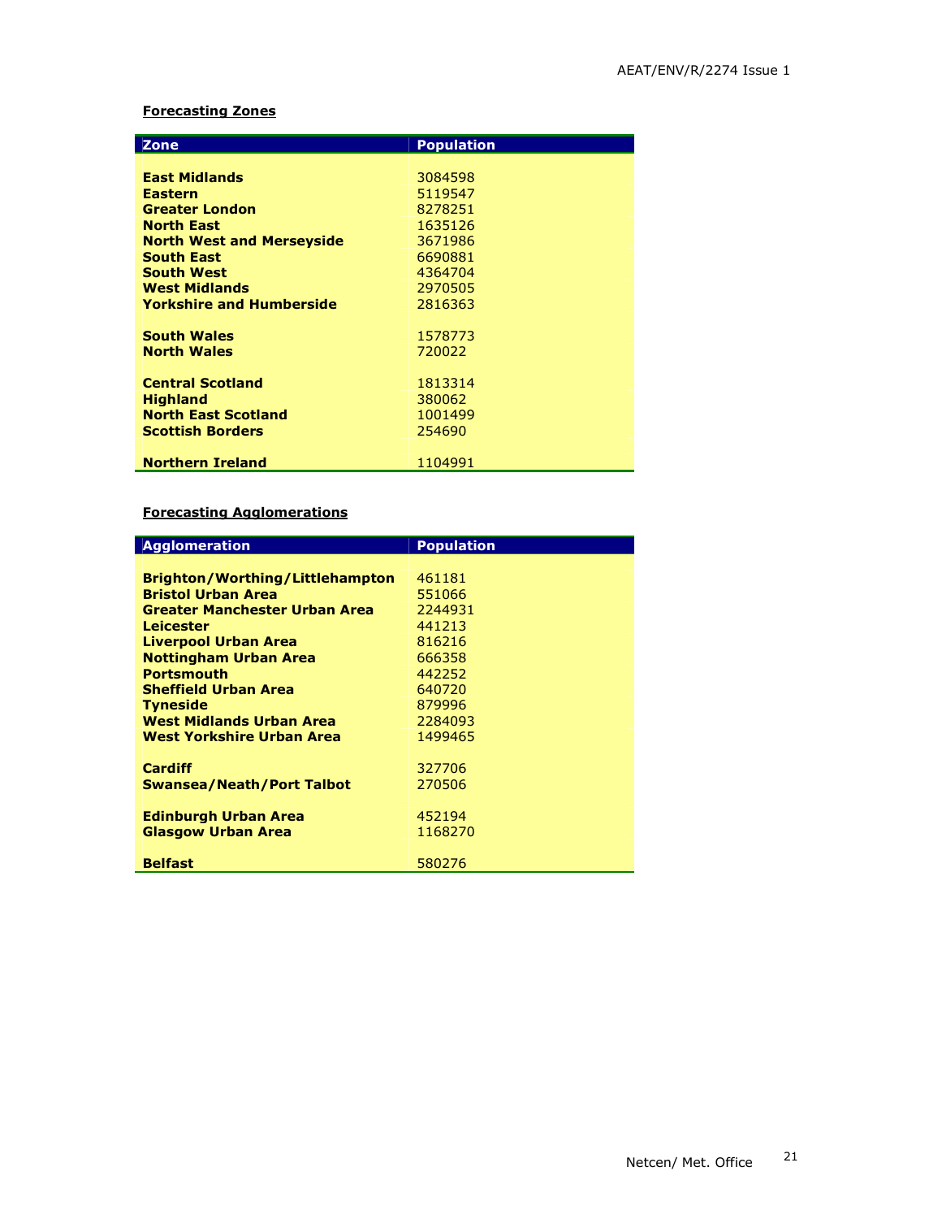**Forecasting Zones**

| Zone | Population |
|---|---|
| **East Midlands** | 3084598 |
| **Eastern** | 5119547 |
| **Greater London** | 8278251 |
| **North East** | 1635126 |
| **North West and Merseyside** | 3671986 |
| **South East** | 6690881 |
| **South West** | 4364704 |
| **West Midlands** | 2970505 |
| **Yorkshire and Humberside** | 2816363 |
| | |
| **South Wales** | 1578773 |
| **North Wales** | 720022 |
| | |
| **Central Scotland** | 1813314 |
| **Highland** | 380062 |
| **North East Scotland** | 1001499 |
| **Scottish Borders** | 254690 |
| | |
| **Northern Ireland** | 1104991 |

**Forecasting Agglomerations**

| Agglomeration | Population |
|---|---|
| **Brighton/Worthing/Littlehampton** | 461181 |
| **Bristol Urban Area** | 551066 |
| **Greater Manchester Urban Area** | 2244931 |
| **Leicester** | 441213 |
| **Liverpool Urban Area** | 816216 |
| **Nottingham Urban Area** | 666358 |
| **Portsmouth** | 442252 |
| **Sheffield Urban Area** | 640720 |
| **Tyneside** | 879996 |
| **West Midlands Urban Area** | 2284093 |
| **West Yorkshire Urban Area** | 1499465 |
| | |
| **Cardiff** | 327706 |
| **Swansea/Neath/Port Talbot** | 270506 |
| | |
| **Edinburgh Urban Area** | 452194 |
| **Glasgow Urban Area** | 1168270 |
| | |
| **Belfast** | 580276 |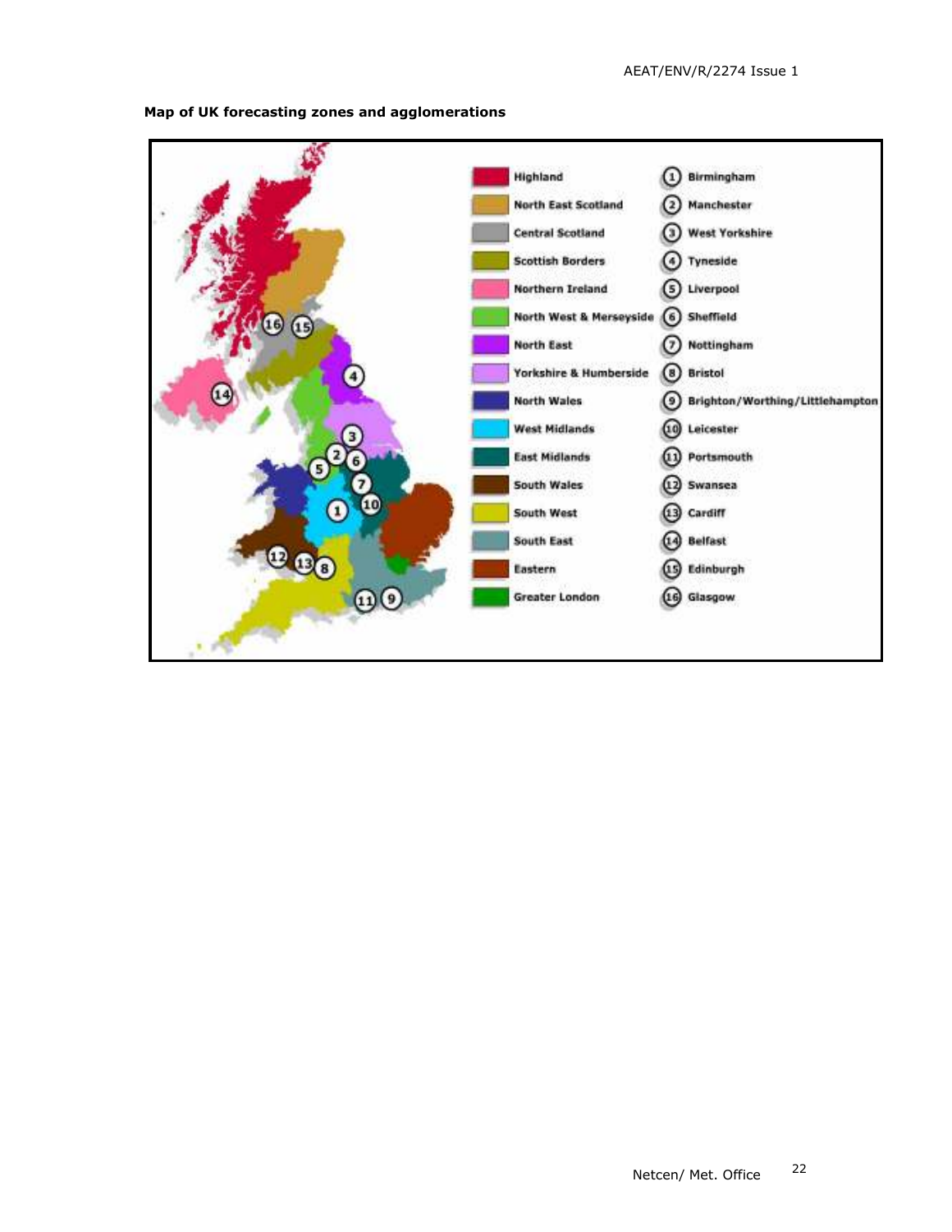**Map of UK forecasting zones and agglomerations**

| Zone | Agglomeration |
| --- | --- |
| Highland | 1 Birmingham |
| North East Scotland | 2 Manchester |
| Central Scotland | 3 West Yorkshire |
| Scottish Borders | 4 Tyneside |
| Northern Ireland | 5 Liverpool |
| North West & Merseyside | 6 Sheffield |
| North East | 7 Nottingham |
| Yorkshire & Humberside | 8 Bristol |
| North Wales | 9 Brighton/Worthing/Littlehampton |
| West Midlands | 10 Leicester |
| East Midlands | 11 Portsmouth |
| South Wales | 12 Swansea |
| South West | 13 Cardiff |
| South East | 14 Belfast |
| Eastern | 15 Edinburgh |
| Greater London | 16 Glasgow |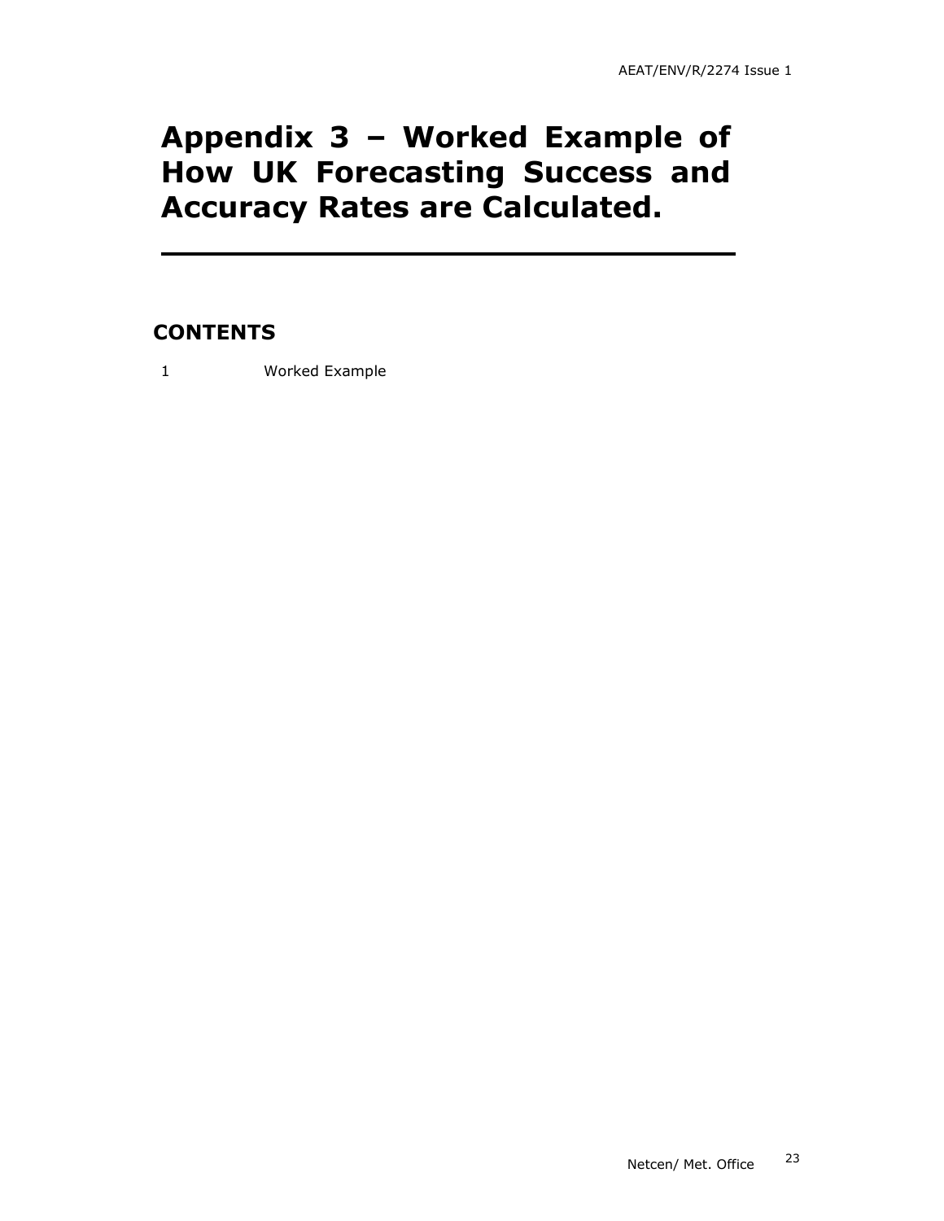# Appendix 3 – Worked Example of How UK Forecasting Success and Accuracy Rates are Calculated.

## CONTENTS

1 Worked Example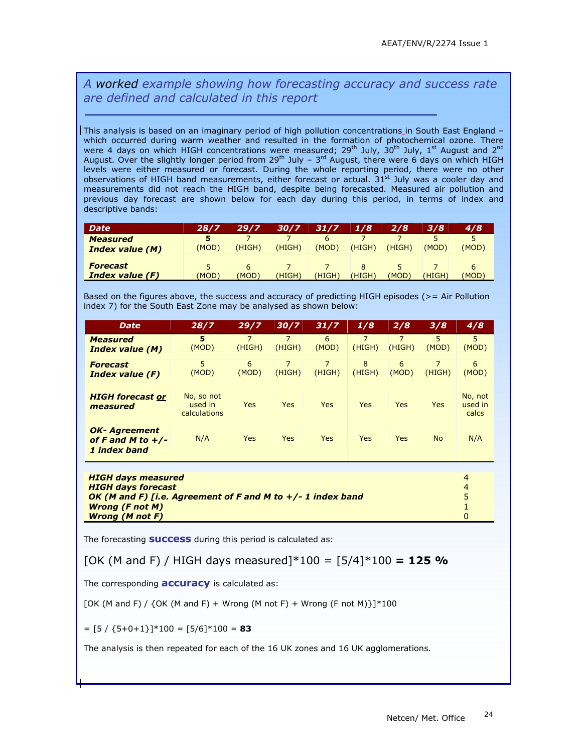## *A worked example showing how forecasting accuracy and success rate are defined and calculated in this report*

This analysis is based on an imaginary period of high pollution concentrations in South East England – which occurred during warm weather and resulted in the formation of photochemical ozone. There were 4 days on which HIGH concentrations were measured; 29th July, 30th July, 1st August and 2nd August. Over the slightly longer period from 29th July – 3rd August, there were 6 days on which HIGH levels were either measured or forecast. During the whole reporting period, there were no other observations of HIGH band measurements, either forecast or actual. 31st July was a cooler day and measurements did not reach the HIGH band, despite being forecasted. Measured air pollution and previous day forecast are shown below for each day during this period, in terms of index and descriptive bands:

| Date | 28/7 | 29/7 | 30/7 | 31/7 | 1/8 | 2/8 | 3/8 | 4/8 |
|---|---|---|---|---|---|---|---|---|
| **Measured Index value (M)** | **5** (MOD) | 7 (HIGH) | 7 (HIGH) | 6 (MOD) | 7 (HIGH) | 7 (HIGH) | 5 (MOD) | 5 (MOD) |
| **Forecast Index value (F)** | 5 (MOD) | 6 (MOD) | 7 (HIGH) | 7 (HIGH) | 8 (HIGH) | 5 (MOD) | 7 (HIGH) | 6 (MOD) |

Based on the figures above, the success and accuracy of predicting HIGH episodes (>= Air Pollution index 7) for the South East Zone may be analysed as shown below:

| Date | 28/7 | 29/7 | 30/7 | 31/7 | 1/8 | 2/8 | 3/8 | 4/8 |
|---|---|---|---|---|---|---|---|---|
| **Measured Index value (M)** | **5** (MOD) | 7 (HIGH) | 7 (HIGH) | 6 (MOD) | 7 (HIGH) | 7 (HIGH) | 5 (MOD) | 5 (MOD) |
| **Forecast Index value (F)** | 5 (MOD) | 6 (MOD) | 7 (HIGH) | 7 (HIGH) | 8 (HIGH) | 6 (MOD) | 7 (HIGH) | 6 (MOD) |
| **HIGH forecast or measured** | No, so not used in calculations | Yes | Yes | Yes | Yes | Yes | Yes | No, not used in calcs |
| **OK- Agreement of F and M to +/- 1 index band** | N/A | Yes | Yes | Yes | Yes | Yes | No | N/A |

| | |
|---|---|
| **HIGH days measured** | 4 |
| **HIGH days forecast** | 4 |
| **OK (M and F) [i.e. Agreement of F and M to +/- 1 index band** | 5 |
| **Wrong (F not M)** | 1 |
| **Wrong (M not F)** | 0 |

The forecasting **success** during this period is calculated as:

[OK (M and F) / HIGH days measured]*100 = [5/4]*100 **= 125 %**

The corresponding **accuracy** is calculated as:

[OK (M and F) / {OK (M and F) + Wrong (M not F) + Wrong (F not M)}]*100

= [5 / {5+0+1}]*100 = [5/6]*100 = **83**

The analysis is then repeated for each of the 16 UK zones and 16 UK agglomerations.